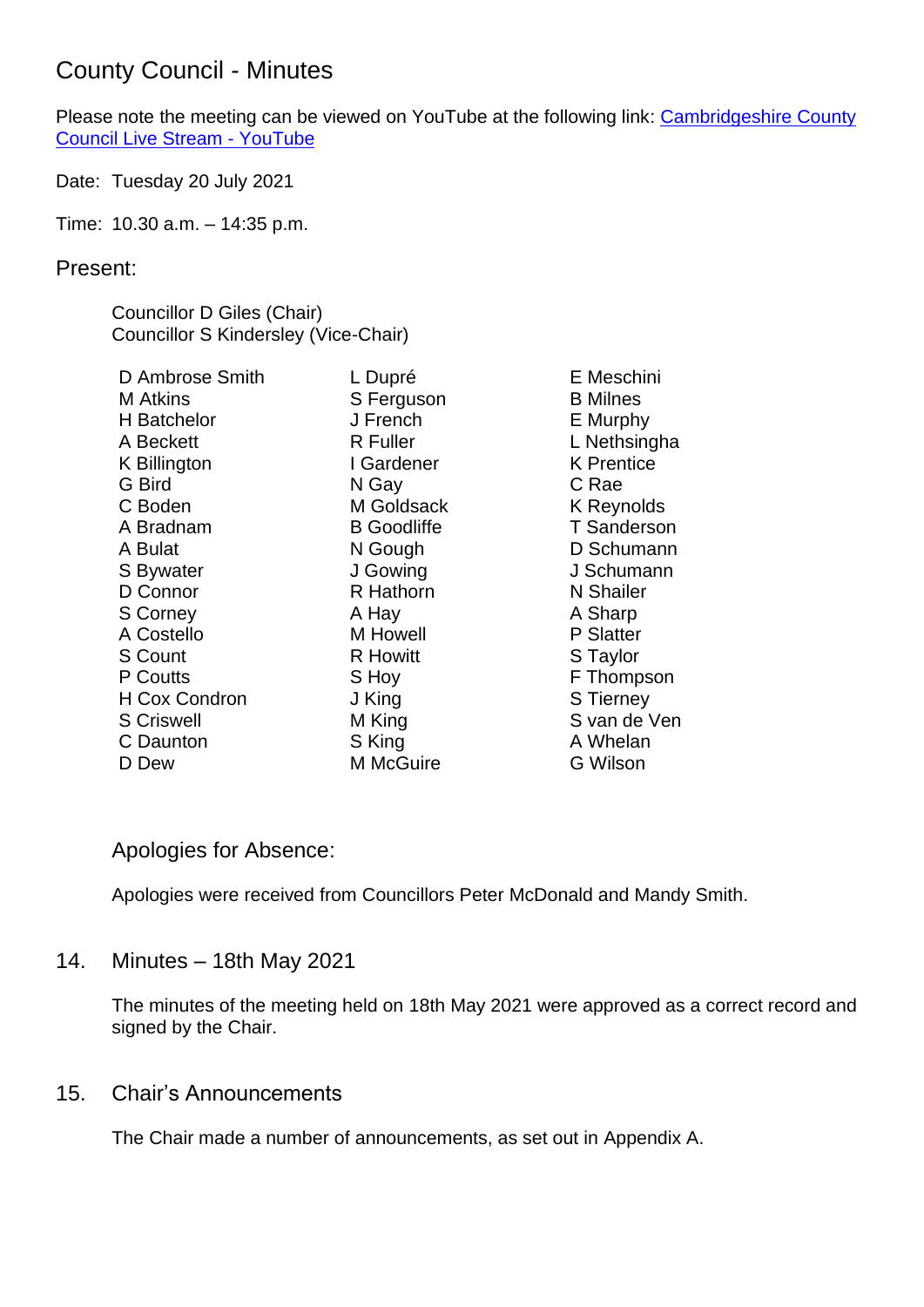# County Council - Minutes

Please note the meeting can be viewed on YouTube at the following link: [Cambridgeshire County Council Live Stream - YouTube]

Date: Tuesday 20 July 2021

Time: 10.30 a.m. – 14:35 p.m.

## Present:

Councillor D Giles (Chair)
Councillor S Kindersley (Vice-Chair)

D Ambrose Smith
M Atkins
H Batchelor
A Beckett
K Billington
G Bird
C Boden
A Bradnam
A Bulat
S Bywater
D Connor
S Corney
A Costello
S Count
P Coutts
H Cox Condron
S Criswell
C Daunton
D Dew
L Dupré
S Ferguson
J French
R Fuller
I Gardener
N Gay
M Goldsack
B Goodliffe
N Gough
J Gowing
R Hathorn
A Hay
M Howell
R Howitt
S Hoy
J King
M King
S King
M McGuire
E Meschini
B Milnes
E Murphy
L Nethsingha
K Prentice
C Rae
K Reynolds
T Sanderson
D Schumann
J Schumann
N Shailer
A Sharp
P Slatter
S Taylor
F Thompson
S Tierney
S van de Ven
A Whelan
G Wilson

### Apologies for Absence:

Apologies were received from Councillors Peter McDonald and Mandy Smith.

## 14. Minutes – 18th May 2021

The minutes of the meeting held on 18th May 2021 were approved as a correct record and signed by the Chair.

## 15. Chair's Announcements

The Chair made a number of announcements, as set out in Appendix A.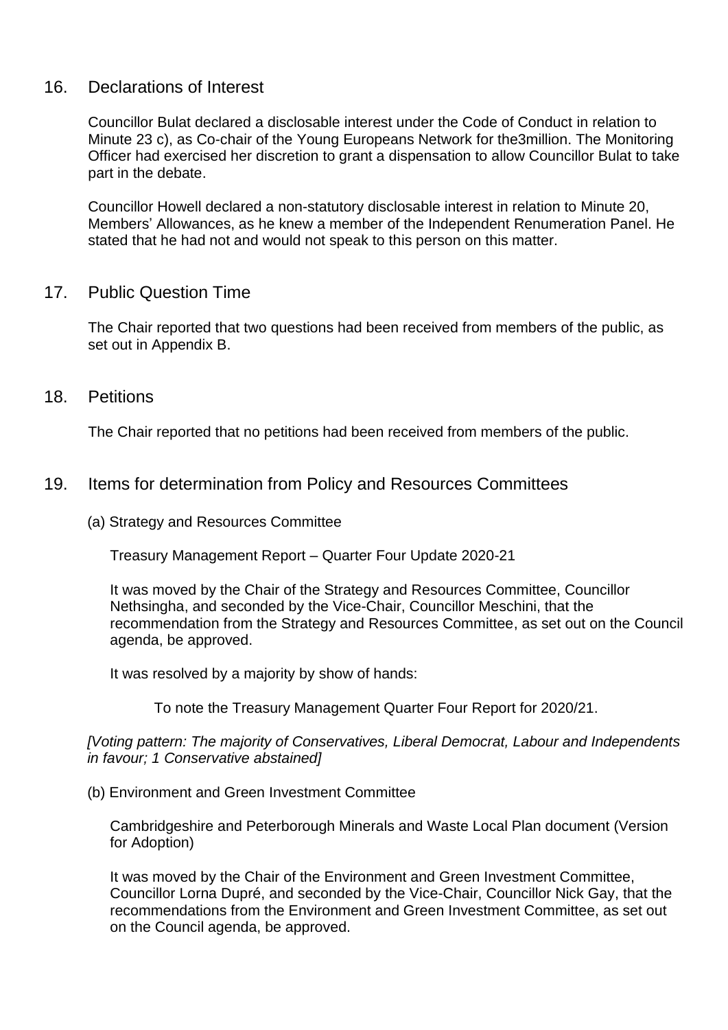## 16. Declarations of Interest

Councillor Bulat declared a disclosable interest under the Code of Conduct in relation to Minute 23 c), as Co-chair of the Young Europeans Network for the3million. The Monitoring Officer had exercised her discretion to grant a dispensation to allow Councillor Bulat to take part in the debate.

Councillor Howell declared a non-statutory disclosable interest in relation to Minute 20, Members' Allowances, as he knew a member of the Independent Renumeration Panel. He stated that he had not and would not speak to this person on this matter.

## 17. Public Question Time

The Chair reported that two questions had been received from members of the public, as set out in Appendix B.

## 18. Petitions

The Chair reported that no petitions had been received from members of the public.

## 19. Items for determination from Policy and Resources Committees

(a) Strategy and Resources Committee

Treasury Management Report – Quarter Four Update 2020-21

It was moved by the Chair of the Strategy and Resources Committee, Councillor Nethsingha, and seconded by the Vice-Chair, Councillor Meschini, that the recommendation from the Strategy and Resources Committee, as set out on the Council agenda, be approved.

It was resolved by a majority by show of hands:

> To note the Treasury Management Quarter Four Report for 2020/21.

*[Voting pattern: The majority of Conservatives, Liberal Democrat, Labour and Independents in favour; 1 Conservative abstained]*

(b) Environment and Green Investment Committee

Cambridgeshire and Peterborough Minerals and Waste Local Plan document (Version for Adoption)

It was moved by the Chair of the Environment and Green Investment Committee, Councillor Lorna Dupré, and seconded by the Vice-Chair, Councillor Nick Gay, that the recommendations from the Environment and Green Investment Committee, as set out on the Council agenda, be approved.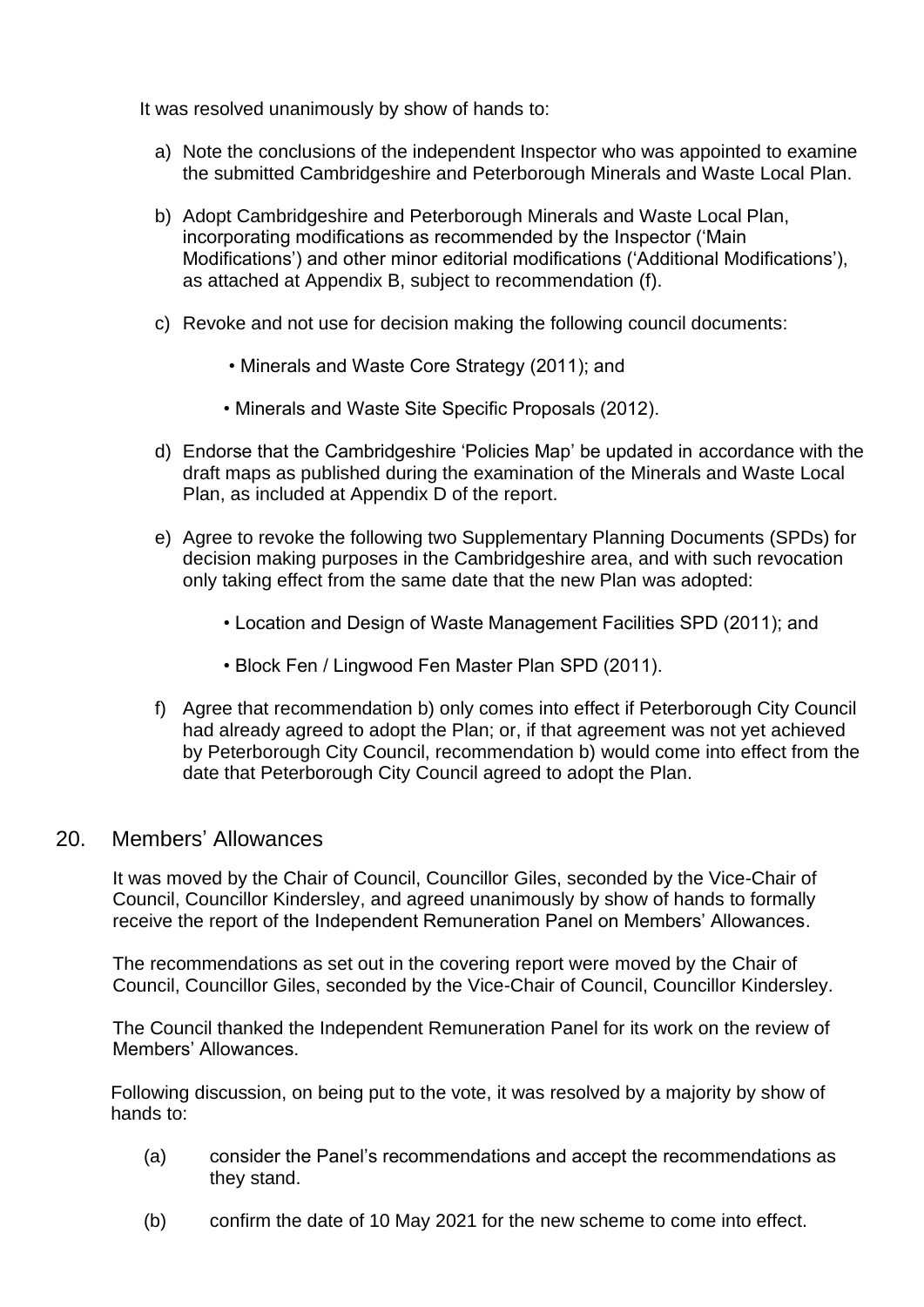It was resolved unanimously by show of hands to:

a) Note the conclusions of the independent Inspector who was appointed to examine the submitted Cambridgeshire and Peterborough Minerals and Waste Local Plan.

b) Adopt Cambridgeshire and Peterborough Minerals and Waste Local Plan, incorporating modifications as recommended by the Inspector ('Main Modifications') and other minor editorial modifications ('Additional Modifications'), as attached at Appendix B, subject to recommendation (f).

c) Revoke and not use for decision making the following council documents:

- Minerals and Waste Core Strategy (2011); and
- Minerals and Waste Site Specific Proposals (2012).

d) Endorse that the Cambridgeshire 'Policies Map' be updated in accordance with the draft maps as published during the examination of the Minerals and Waste Local Plan, as included at Appendix D of the report.

e) Agree to revoke the following two Supplementary Planning Documents (SPDs) for decision making purposes in the Cambridgeshire area, and with such revocation only taking effect from the same date that the new Plan was adopted:

- Location and Design of Waste Management Facilities SPD (2011); and
- Block Fen / Lingwood Fen Master Plan SPD (2011).

f) Agree that recommendation b) only comes into effect if Peterborough City Council had already agreed to adopt the Plan; or, if that agreement was not yet achieved by Peterborough City Council, recommendation b) would come into effect from the date that Peterborough City Council agreed to adopt the Plan.

## 20. Members' Allowances

It was moved by the Chair of Council, Councillor Giles, seconded by the Vice-Chair of Council, Councillor Kindersley, and agreed unanimously by show of hands to formally receive the report of the Independent Remuneration Panel on Members' Allowances.

The recommendations as set out in the covering report were moved by the Chair of Council, Councillor Giles, seconded by the Vice-Chair of Council, Councillor Kindersley.

The Council thanked the Independent Remuneration Panel for its work on the review of Members' Allowances.

Following discussion, on being put to the vote, it was resolved by a majority by show of hands to:

(a) consider the Panel's recommendations and accept the recommendations as they stand.

(b) confirm the date of 10 May 2021 for the new scheme to come into effect.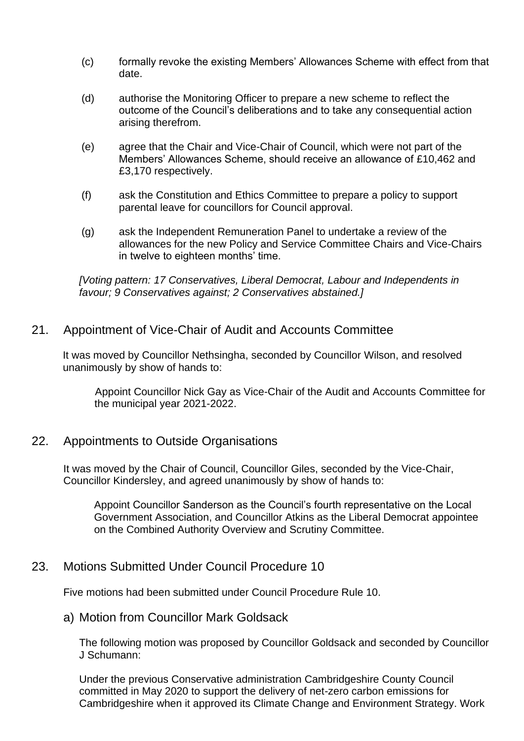(c) formally revoke the existing Members' Allowances Scheme with effect from that date.

(d) authorise the Monitoring Officer to prepare a new scheme to reflect the outcome of the Council's deliberations and to take any consequential action arising therefrom.

(e) agree that the Chair and Vice-Chair of Council, which were not part of the Members' Allowances Scheme, should receive an allowance of £10,462 and £3,170 respectively.

(f) ask the Constitution and Ethics Committee to prepare a policy to support parental leave for councillors for Council approval.

(g) ask the Independent Remuneration Panel to undertake a review of the allowances for the new Policy and Service Committee Chairs and Vice-Chairs in twelve to eighteen months' time.

*[Voting pattern: 17 Conservatives, Liberal Democrat, Labour and Independents in favour; 9 Conservatives against; 2 Conservatives abstained.]*

## 21. Appointment of Vice-Chair of Audit and Accounts Committee

It was moved by Councillor Nethsingha, seconded by Councillor Wilson, and resolved unanimously by show of hands to:

> Appoint Councillor Nick Gay as Vice-Chair of the Audit and Accounts Committee for the municipal year 2021-2022.

## 22. Appointments to Outside Organisations

It was moved by the Chair of Council, Councillor Giles, seconded by the Vice-Chair, Councillor Kindersley, and agreed unanimously by show of hands to:

> Appoint Councillor Sanderson as the Council's fourth representative on the Local Government Association, and Councillor Atkins as the Liberal Democrat appointee on the Combined Authority Overview and Scrutiny Committee.

## 23. Motions Submitted Under Council Procedure 10

Five motions had been submitted under Council Procedure Rule 10.

### a) Motion from Councillor Mark Goldsack

The following motion was proposed by Councillor Goldsack and seconded by Councillor J Schumann:

Under the previous Conservative administration Cambridgeshire County Council committed in May 2020 to support the delivery of net-zero carbon emissions for Cambridgeshire when it approved its Climate Change and Environment Strategy. Work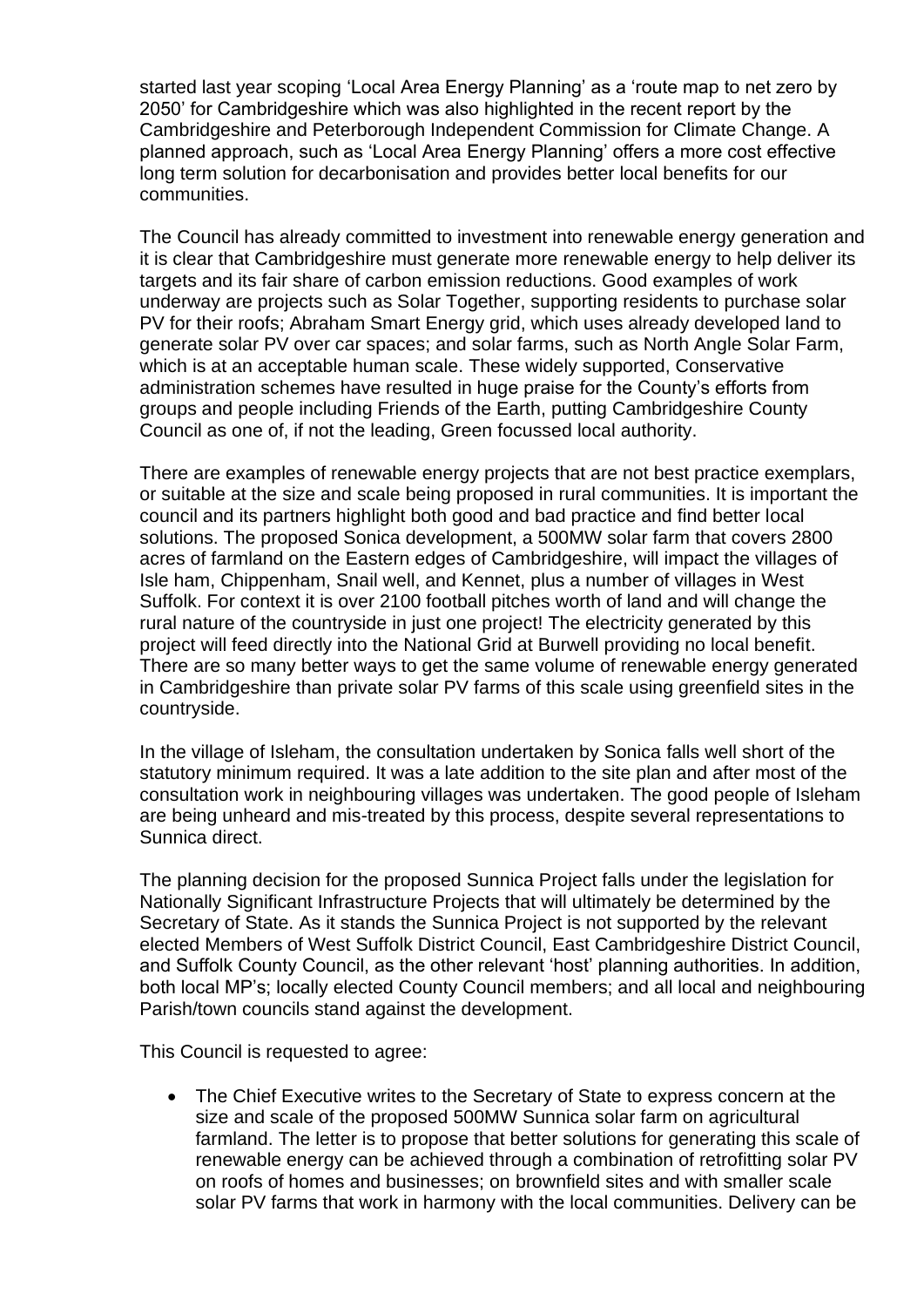started last year scoping 'Local Area Energy Planning' as a 'route map to net zero by 2050' for Cambridgeshire which was also highlighted in the recent report by the Cambridgeshire and Peterborough Independent Commission for Climate Change. A planned approach, such as 'Local Area Energy Planning' offers a more cost effective long term solution for decarbonisation and provides better local benefits for our communities.

The Council has already committed to investment into renewable energy generation and it is clear that Cambridgeshire must generate more renewable energy to help deliver its targets and its fair share of carbon emission reductions. Good examples of work underway are projects such as Solar Together, supporting residents to purchase solar PV for their roofs; Abraham Smart Energy grid, which uses already developed land to generate solar PV over car spaces; and solar farms, such as North Angle Solar Farm, which is at an acceptable human scale. These widely supported, Conservative administration schemes have resulted in huge praise for the County's efforts from groups and people including Friends of the Earth, putting Cambridgeshire County Council as one of, if not the leading, Green focussed local authority.

There are examples of renewable energy projects that are not best practice exemplars, or suitable at the size and scale being proposed in rural communities. It is important the council and its partners highlight both good and bad practice and find better local solutions. The proposed Sonica development, a 500MW solar farm that covers 2800 acres of farmland on the Eastern edges of Cambridgeshire, will impact the villages of Isle ham, Chippenham, Snail well, and Kennet, plus a number of villages in West Suffolk. For context it is over 2100 football pitches worth of land and will change the rural nature of the countryside in just one project! The electricity generated by this project will feed directly into the National Grid at Burwell providing no local benefit. There are so many better ways to get the same volume of renewable energy generated in Cambridgeshire than private solar PV farms of this scale using greenfield sites in the countryside.

In the village of Isleham, the consultation undertaken by Sonica falls well short of the statutory minimum required. It was a late addition to the site plan and after most of the consultation work in neighbouring villages was undertaken. The good people of Isleham are being unheard and mis-treated by this process, despite several representations to Sunnica direct.

The planning decision for the proposed Sunnica Project falls under the legislation for Nationally Significant Infrastructure Projects that will ultimately be determined by the Secretary of State. As it stands the Sunnica Project is not supported by the relevant elected Members of West Suffolk District Council, East Cambridgeshire District Council, and Suffolk County Council, as the other relevant 'host' planning authorities. In addition, both local MP's; locally elected County Council members; and all local and neighbouring Parish/town councils stand against the development.

This Council is requested to agree:

- The Chief Executive writes to the Secretary of State to express concern at the size and scale of the proposed 500MW Sunnica solar farm on agricultural farmland. The letter is to propose that better solutions for generating this scale of renewable energy can be achieved through a combination of retrofitting solar PV on roofs of homes and businesses; on brownfield sites and with smaller scale solar PV farms that work in harmony with the local communities. Delivery can be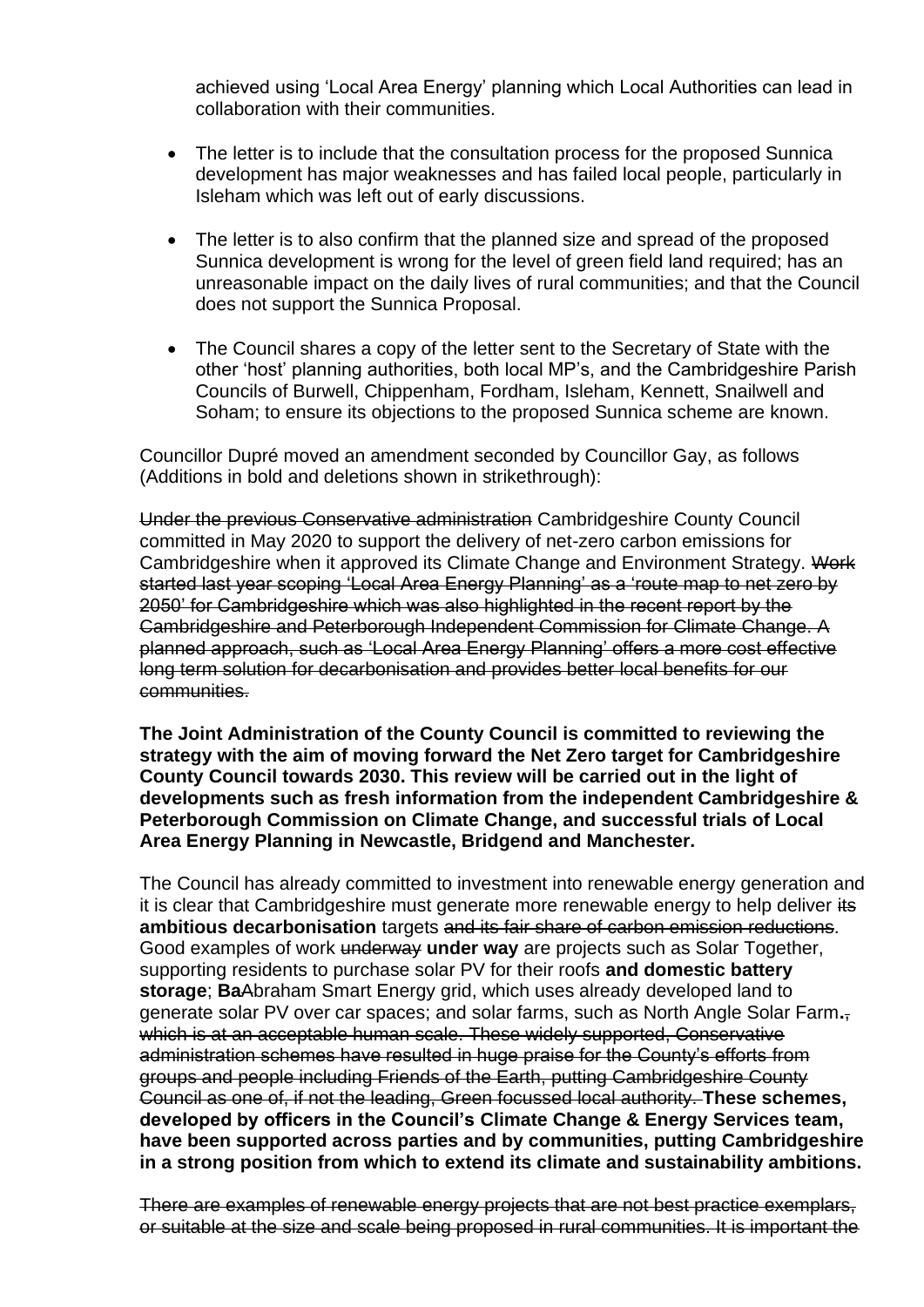achieved using 'Local Area Energy' planning which Local Authorities can lead in collaboration with their communities.

- The letter is to include that the consultation process for the proposed Sunnica development has major weaknesses and has failed local people, particularly in Isleham which was left out of early discussions.

- The letter is to also confirm that the planned size and spread of the proposed Sunnica development is wrong for the level of green field land required; has an unreasonable impact on the daily lives of rural communities; and that the Council does not support the Sunnica Proposal.

- The Council shares a copy of the letter sent to the Secretary of State with the other 'host' planning authorities, both local MP's, and the Cambridgeshire Parish Councils of Burwell, Chippenham, Fordham, Isleham, Kennett, Snailwell and Soham; to ensure its objections to the proposed Sunnica scheme are known.

Councillor Dupré moved an amendment seconded by Councillor Gay, as follows (Additions in bold and deletions shown in strikethrough):

~~Under the previous Conservative administration~~ Cambridgeshire County Council committed in May 2020 to support the delivery of net-zero carbon emissions for Cambridgeshire when it approved its Climate Change and Environment Strategy. ~~Work started last year scoping 'Local Area Energy Planning' as a 'route map to net zero by 2050' for Cambridgeshire which was also highlighted in the recent report by the Cambridgeshire and Peterborough Independent Commission for Climate Change. A planned approach, such as 'Local Area Energy Planning' offers a more cost effective long term solution for decarbonisation and provides better local benefits for our communities.~~

**The Joint Administration of the County Council is committed to reviewing the strategy with the aim of moving forward the Net Zero target for Cambridgeshire County Council towards 2030. This review will be carried out in the light of developments such as fresh information from the independent Cambridgeshire & Peterborough Commission on Climate Change, and successful trials of Local Area Energy Planning in Newcastle, Bridgend and Manchester.**

The Council has already committed to investment into renewable energy generation and it is clear that Cambridgeshire must generate more renewable energy to help deliver ~~its~~ **ambitious decarbonisation** targets ~~and its fair share of carbon emission reductions~~. Good examples of work ~~underway~~ **under way** are projects such as Solar Together, supporting residents to purchase solar PV for their roofs **and domestic battery storage**; **Ba**~~A~~braham Smart Energy grid, which uses already developed land to generate solar PV over car spaces; and solar farms, such as North Angle Solar Farm**.**~~, which is at an acceptable human scale. These widely supported, Conservative administration schemes have resulted in huge praise for the County's efforts from groups and people including Friends of the Earth, putting Cambridgeshire County Council as one of, if not the leading, Green focussed local authority.~~ **These schemes, developed by officers in the Council's Climate Change & Energy Services team, have been supported across parties and by communities, putting Cambridgeshire in a strong position from which to extend its climate and sustainability ambitions.**

~~There are examples of renewable energy projects that are not best practice exemplars, or suitable at the size and scale being proposed in rural communities. It is important the~~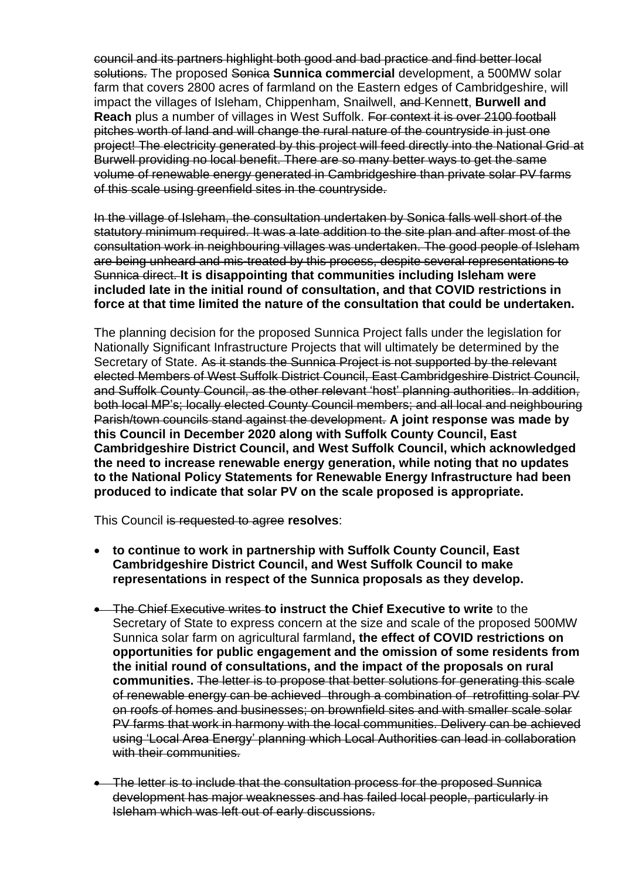~~council and its partners highlight both good and bad practice and find better local solutions.~~ The proposed ~~Sonica~~ **Sunnica commercial** development, a 500MW solar farm that covers 2800 acres of farmland on the Eastern edges of Cambridgeshire, will impact the villages of Isleham, Chippenham, Snailwell, ~~and~~ Kennet**t**, **Burwell and Reach** plus a number of villages in West Suffolk. ~~For context it is over 2100 football pitches worth of land and will change the rural nature of the countryside in just one project! The electricity generated by this project will feed directly into the National Grid at Burwell providing no local benefit. There are so many better ways to get the same volume of renewable energy generated in Cambridgeshire than private solar PV farms of this scale using greenfield sites in the countryside.~~

~~In the village of Isleham, the consultation undertaken by Sonica falls well short of the statutory minimum required. It was a late addition to the site plan and after most of the consultation work in neighbouring villages was undertaken. The good people of Isleham are being unheard and mis-treated by this process, despite several representations to Sunnica direct.~~ **It is disappointing that communities including Isleham were included late in the initial round of consultation, and that COVID restrictions in force at that time limited the nature of the consultation that could be undertaken.**

The planning decision for the proposed Sunnica Project falls under the legislation for Nationally Significant Infrastructure Projects that will ultimately be determined by the Secretary of State. ~~As it stands the Sunnica Project is not supported by the relevant elected Members of West Suffolk District Council, East Cambridgeshire District Council, and Suffolk County Council, as the other relevant 'host' planning authorities. In addition, both local MP's; locally elected County Council members; and all local and neighbouring Parish/town councils stand against the development.~~ **A joint response was made by this Council in December 2020 along with Suffolk County Council, East Cambridgeshire District Council, and West Suffolk Council, which acknowledged the need to increase renewable energy generation, while noting that no updates to the National Policy Statements for Renewable Energy Infrastructure had been produced to indicate that solar PV on the scale proposed is appropriate.**

This Council ~~is requested to agree~~ **resolves**:

- **to continue to work in partnership with Suffolk County Council, East Cambridgeshire District Council, and West Suffolk Council to make representations in respect of the Sunnica proposals as they develop.**

- ~~The Chief Executive writes~~ **to instruct the Chief Executive to write** to the Secretary of State to express concern at the size and scale of the proposed 500MW Sunnica solar farm on agricultural farmland**, the effect of COVID restrictions on opportunities for public engagement and the omission of some residents from the initial round of consultations, and the impact of the proposals on rural communities.** ~~The letter is to propose that better solutions for generating this scale of renewable energy can be achieved through a combination of retrofitting solar PV on roofs of homes and businesses; on brownfield sites and with smaller scale solar PV farms that work in harmony with the local communities. Delivery can be achieved using 'Local Area Energy' planning which Local Authorities can lead in collaboration with their communities.~~

- ~~The letter is to include that the consultation process for the proposed Sunnica development has major weaknesses and has failed local people, particularly in Isleham which was left out of early discussions.~~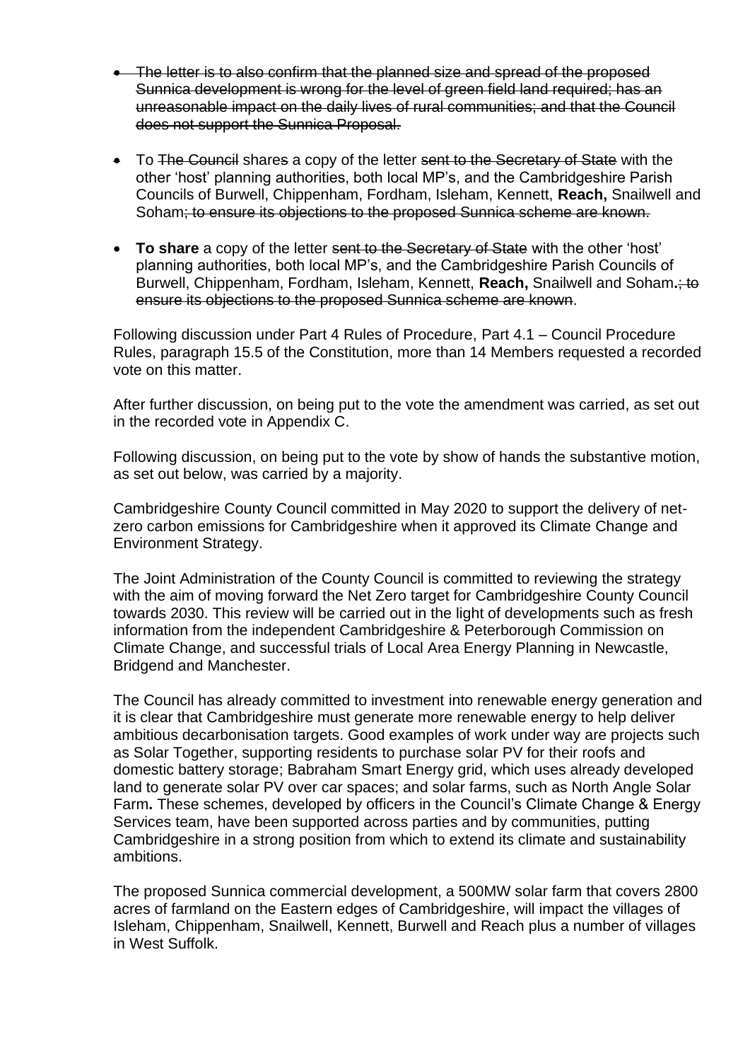- ~~The letter is to also confirm that the planned size and spread of the proposed Sunnica development is wrong for the level of green field land required; has an unreasonable impact on the daily lives of rural communities; and that the Council does not support the Sunnica Proposal.~~

- To ~~The Council~~ share~~s~~ a copy of the letter ~~sent to the Secretary of State~~ with the other 'host' planning authorities, both local MP's, and the Cambridgeshire Parish Councils of Burwell, Chippenham, Fordham, Isleham, Kennett, **Reach,** Snailwell and Soham~~; to ensure its objections to the proposed Sunnica scheme are known.~~

- **To share** a copy of the letter ~~sent to the Secretary of State~~ with the other 'host' planning authorities, both local MP's, and the Cambridgeshire Parish Councils of Burwell, Chippenham, Fordham, Isleham, Kennett, **Reach,** Snailwell and Soham**.**~~; to ensure its objections to the proposed Sunnica scheme are known~~.

Following discussion under Part 4 Rules of Procedure, Part 4.1 – Council Procedure Rules, paragraph 15.5 of the Constitution, more than 14 Members requested a recorded vote on this matter.

After further discussion, on being put to the vote the amendment was carried, as set out in the recorded vote in Appendix C.

Following discussion, on being put to the vote by show of hands the substantive motion, as set out below, was carried by a majority.

Cambridgeshire County Council committed in May 2020 to support the delivery of net-zero carbon emissions for Cambridgeshire when it approved its Climate Change and Environment Strategy.

The Joint Administration of the County Council is committed to reviewing the strategy with the aim of moving forward the Net Zero target for Cambridgeshire County Council towards 2030. This review will be carried out in the light of developments such as fresh information from the independent Cambridgeshire & Peterborough Commission on Climate Change, and successful trials of Local Area Energy Planning in Newcastle, Bridgend and Manchester.

The Council has already committed to investment into renewable energy generation and it is clear that Cambridgeshire must generate more renewable energy to help deliver ambitious decarbonisation targets. Good examples of work under way are projects such as Solar Together, supporting residents to purchase solar PV for their roofs and domestic battery storage; Babraham Smart Energy grid, which uses already developed land to generate solar PV over car spaces; and solar farms, such as North Angle Solar Farm**.** These schemes, developed by officers in the Council's Climate Change & Energy Services team, have been supported across parties and by communities, putting Cambridgeshire in a strong position from which to extend its climate and sustainability ambitions.

The proposed Sunnica commercial development, a 500MW solar farm that covers 2800 acres of farmland on the Eastern edges of Cambridgeshire, will impact the villages of Isleham, Chippenham, Snailwell, Kennett, Burwell and Reach plus a number of villages in West Suffolk.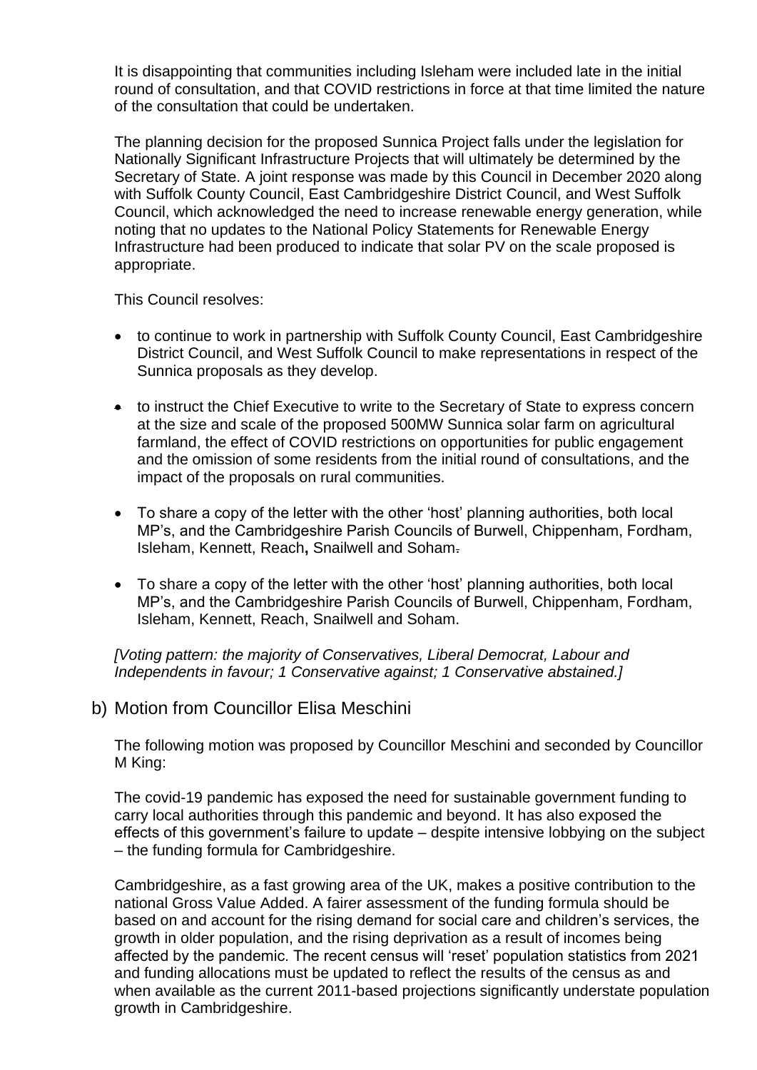It is disappointing that communities including Isleham were included late in the initial round of consultation, and that COVID restrictions in force at that time limited the nature of the consultation that could be undertaken.

The planning decision for the proposed Sunnica Project falls under the legislation for Nationally Significant Infrastructure Projects that will ultimately be determined by the Secretary of State. A joint response was made by this Council in December 2020 along with Suffolk County Council, East Cambridgeshire District Council, and West Suffolk Council, which acknowledged the need to increase renewable energy generation, while noting that no updates to the National Policy Statements for Renewable Energy Infrastructure had been produced to indicate that solar PV on the scale proposed is appropriate.

This Council resolves:

- to continue to work in partnership with Suffolk County Council, East Cambridgeshire District Council, and West Suffolk Council to make representations in respect of the Sunnica proposals as they develop.
- to instruct the Chief Executive to write to the Secretary of State to express concern at the size and scale of the proposed 500MW Sunnica solar farm on agricultural farmland, the effect of COVID restrictions on opportunities for public engagement and the omission of some residents from the initial round of consultations, and the impact of the proposals on rural communities.
- To share a copy of the letter with the other 'host' planning authorities, both local MP's, and the Cambridgeshire Parish Councils of Burwell, Chippenham, Fordham, Isleham, Kennett, Reach**,** Snailwell and Soham~~.~~
- To share a copy of the letter with the other 'host' planning authorities, both local MP's, and the Cambridgeshire Parish Councils of Burwell, Chippenham, Fordham, Isleham, Kennett, Reach, Snailwell and Soham.

*[Voting pattern: the majority of Conservatives, Liberal Democrat, Labour and Independents in favour; 1 Conservative against; 1 Conservative abstained.]*

## b) Motion from Councillor Elisa Meschini

The following motion was proposed by Councillor Meschini and seconded by Councillor M King:

The covid-19 pandemic has exposed the need for sustainable government funding to carry local authorities through this pandemic and beyond. It has also exposed the effects of this government's failure to update – despite intensive lobbying on the subject – the funding formula for Cambridgeshire.

Cambridgeshire, as a fast growing area of the UK, makes a positive contribution to the national Gross Value Added. A fairer assessment of the funding formula should be based on and account for the rising demand for social care and children's services, the growth in older population, and the rising deprivation as a result of incomes being affected by the pandemic. The recent census will 'reset' population statistics from 2021 and funding allocations must be updated to reflect the results of the census as and when available as the current 2011-based projections significantly understate population growth in Cambridgeshire.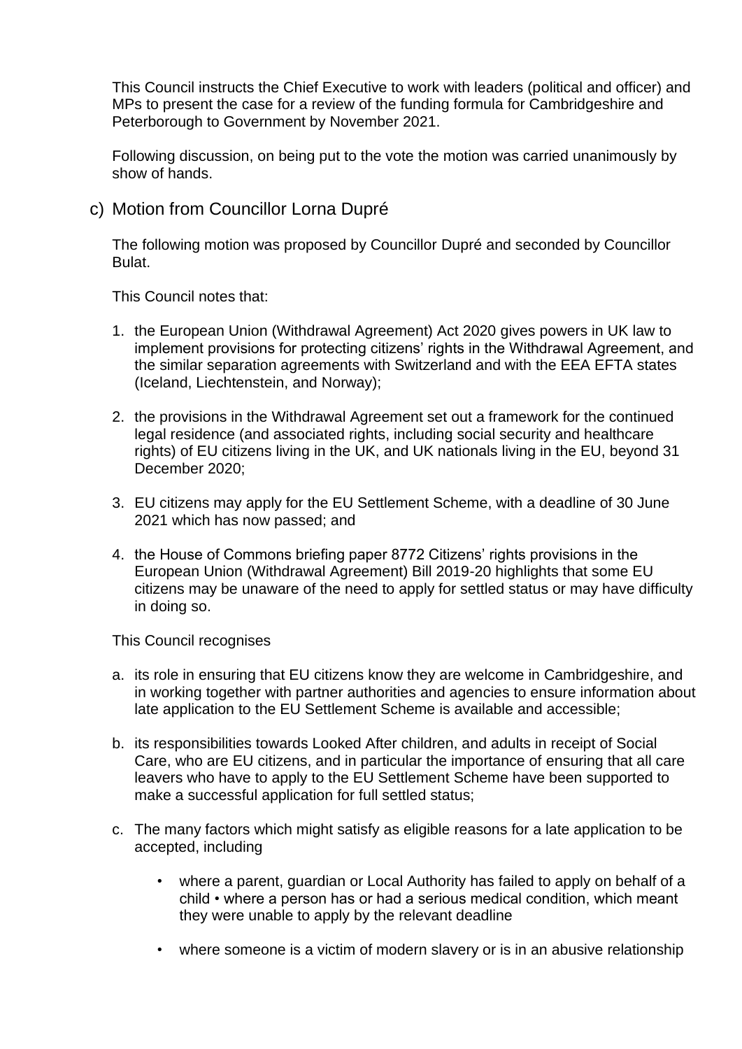This Council instructs the Chief Executive to work with leaders (political and officer) and MPs to present the case for a review of the funding formula for Cambridgeshire and Peterborough to Government by November 2021.

Following discussion, on being put to the vote the motion was carried unanimously by show of hands.

c) Motion from Councillor Lorna Dupré

The following motion was proposed by Councillor Dupré and seconded by Councillor Bulat.

This Council notes that:

1. the European Union (Withdrawal Agreement) Act 2020 gives powers in UK law to implement provisions for protecting citizens' rights in the Withdrawal Agreement, and the similar separation agreements with Switzerland and with the EEA EFTA states (Iceland, Liechtenstein, and Norway);

2. the provisions in the Withdrawal Agreement set out a framework for the continued legal residence (and associated rights, including social security and healthcare rights) of EU citizens living in the UK, and UK nationals living in the EU, beyond 31 December 2020;

3. EU citizens may apply for the EU Settlement Scheme, with a deadline of 30 June 2021 which has now passed; and

4. the House of Commons briefing paper 8772 Citizens' rights provisions in the European Union (Withdrawal Agreement) Bill 2019-20 highlights that some EU citizens may be unaware of the need to apply for settled status or may have difficulty in doing so.

This Council recognises

a. its role in ensuring that EU citizens know they are welcome in Cambridgeshire, and in working together with partner authorities and agencies to ensure information about late application to the EU Settlement Scheme is available and accessible;

b. its responsibilities towards Looked After children, and adults in receipt of Social Care, who are EU citizens, and in particular the importance of ensuring that all care leavers who have to apply to the EU Settlement Scheme have been supported to make a successful application for full settled status;

c. The many factors which might satisfy as eligible reasons for a late application to be accepted, including

    - where a parent, guardian or Local Authority has failed to apply on behalf of a child • where a person has or had a serious medical condition, which meant they were unable to apply by the relevant deadline

    - where someone is a victim of modern slavery or is in an abusive relationship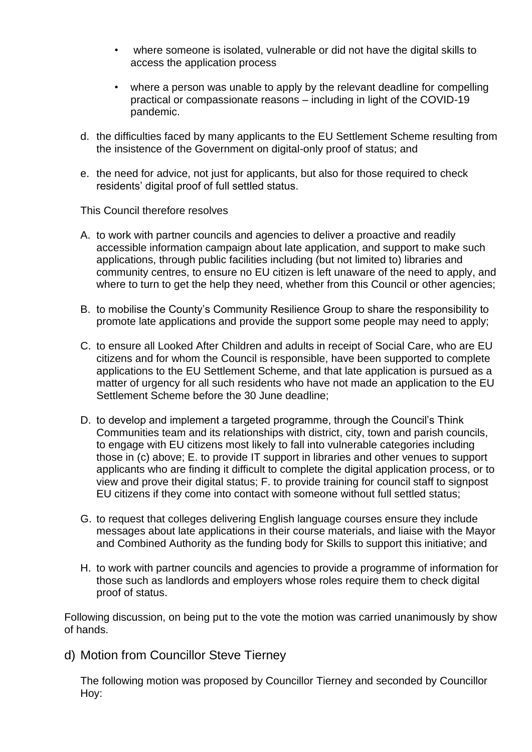- where someone is isolated, vulnerable or did not have the digital skills to access the application process
- where a person was unable to apply by the relevant deadline for compelling practical or compassionate reasons – including in light of the COVID-19 pandemic.

d. the difficulties faced by many applicants to the EU Settlement Scheme resulting from the insistence of the Government on digital-only proof of status; and

e. the need for advice, not just for applicants, but also for those required to check residents' digital proof of full settled status.

This Council therefore resolves

A. to work with partner councils and agencies to deliver a proactive and readily accessible information campaign about late application, and support to make such applications, through public facilities including (but not limited to) libraries and community centres, to ensure no EU citizen is left unaware of the need to apply, and where to turn to get the help they need, whether from this Council or other agencies;

B. to mobilise the County's Community Resilience Group to share the responsibility to promote late applications and provide the support some people may need to apply;

C. to ensure all Looked After Children and adults in receipt of Social Care, who are EU citizens and for whom the Council is responsible, have been supported to complete applications to the EU Settlement Scheme, and that late application is pursued as a matter of urgency for all such residents who have not made an application to the EU Settlement Scheme before the 30 June deadline;

D. to develop and implement a targeted programme, through the Council's Think Communities team and its relationships with district, city, town and parish councils, to engage with EU citizens most likely to fall into vulnerable categories including those in (c) above; E. to provide IT support in libraries and other venues to support applicants who are finding it difficult to complete the digital application process, or to view and prove their digital status; F. to provide training for council staff to signpost EU citizens if they come into contact with someone without full settled status;

G. to request that colleges delivering English language courses ensure they include messages about late applications in their course materials, and liaise with the Mayor and Combined Authority as the funding body for Skills to support this initiative; and

H. to work with partner councils and agencies to provide a programme of information for those such as landlords and employers whose roles require them to check digital proof of status.

Following discussion, on being put to the vote the motion was carried unanimously by show of hands.

## d) Motion from Councillor Steve Tierney

The following motion was proposed by Councillor Tierney and seconded by Councillor Hoy: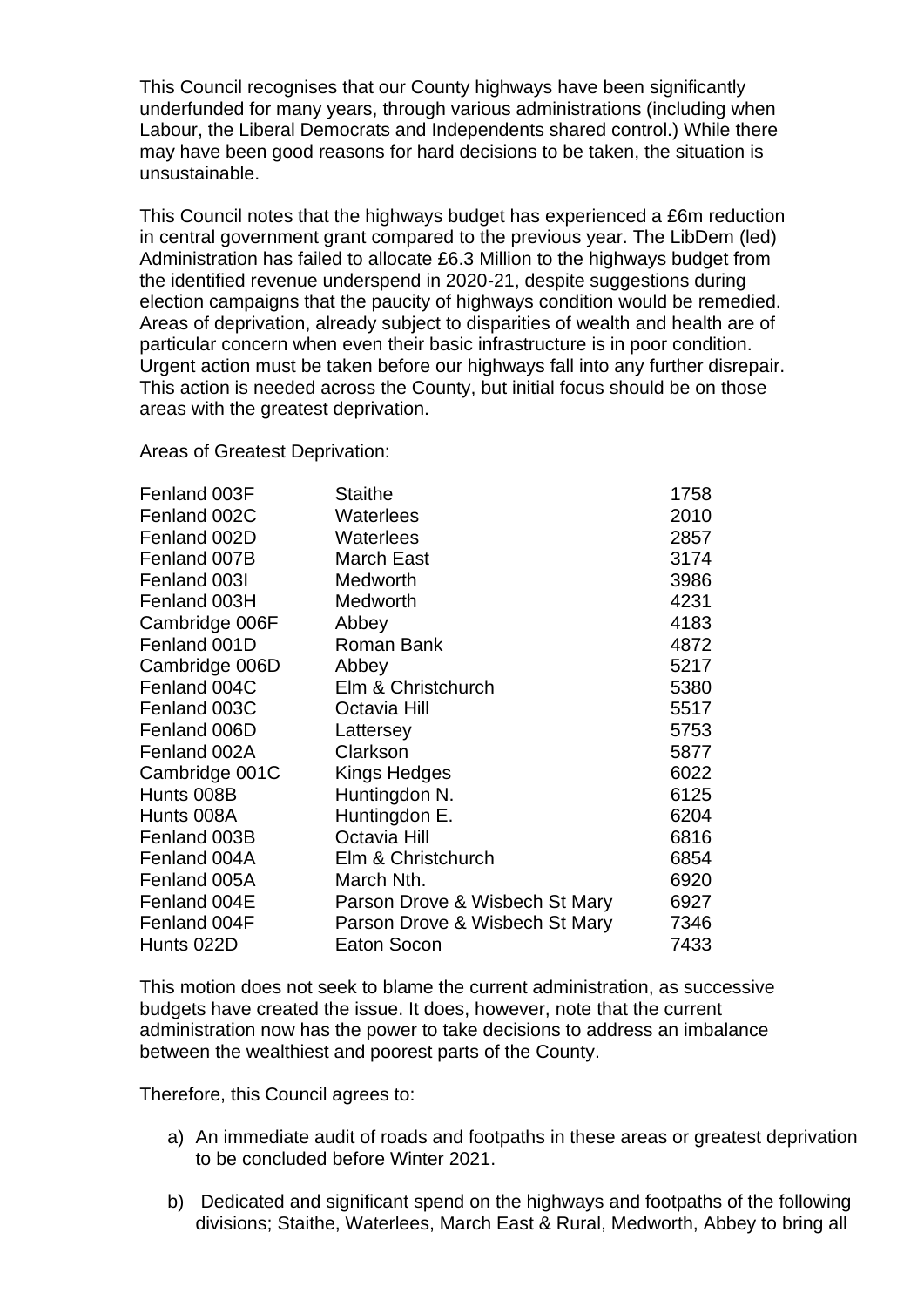This Council recognises that our County highways have been significantly underfunded for many years, through various administrations (including when Labour, the Liberal Democrats and Independents shared control.) While there may have been good reasons for hard decisions to be taken, the situation is unsustainable.

This Council notes that the highways budget has experienced a £6m reduction in central government grant compared to the previous year. The LibDem (led) Administration has failed to allocate £6.3 Million to the highways budget from the identified revenue underspend in 2020-21, despite suggestions during election campaigns that the paucity of highways condition would be remedied. Areas of deprivation, already subject to disparities of wealth and health are of particular concern when even their basic infrastructure is in poor condition. Urgent action must be taken before our highways fall into any further disrepair. This action is needed across the County, but initial focus should be on those areas with the greatest deprivation.

Areas of Greatest Deprivation:

| | | |
|---|---|---|
| Fenland 003F | Staithe | 1758 |
| Fenland 002C | Waterlees | 2010 |
| Fenland 002D | Waterlees | 2857 |
| Fenland 007B | March East | 3174 |
| Fenland 003I | Medworth | 3986 |
| Fenland 003H | Medworth | 4231 |
| Cambridge 006F | Abbey | 4183 |
| Fenland 001D | Roman Bank | 4872 |
| Cambridge 006D | Abbey | 5217 |
| Fenland 004C | Elm & Christchurch | 5380 |
| Fenland 003C | Octavia Hill | 5517 |
| Fenland 006D | Lattersey | 5753 |
| Fenland 002A | Clarkson | 5877 |
| Cambridge 001C | Kings Hedges | 6022 |
| Hunts 008B | Huntingdon N. | 6125 |
| Hunts 008A | Huntingdon E. | 6204 |
| Fenland 003B | Octavia Hill | 6816 |
| Fenland 004A | Elm & Christchurch | 6854 |
| Fenland 005A | March Nth. | 6920 |
| Fenland 004E | Parson Drove & Wisbech St Mary | 6927 |
| Fenland 004F | Parson Drove & Wisbech St Mary | 7346 |
| Hunts 022D | Eaton Socon | 7433 |

This motion does not seek to blame the current administration, as successive budgets have created the issue. It does, however, note that the current administration now has the power to take decisions to address an imbalance between the wealthiest and poorest parts of the County.

Therefore, this Council agrees to:

a) An immediate audit of roads and footpaths in these areas or greatest deprivation to be concluded before Winter 2021.

b) Dedicated and significant spend on the highways and footpaths of the following divisions; Staithe, Waterlees, March East & Rural, Medworth, Abbey to bring all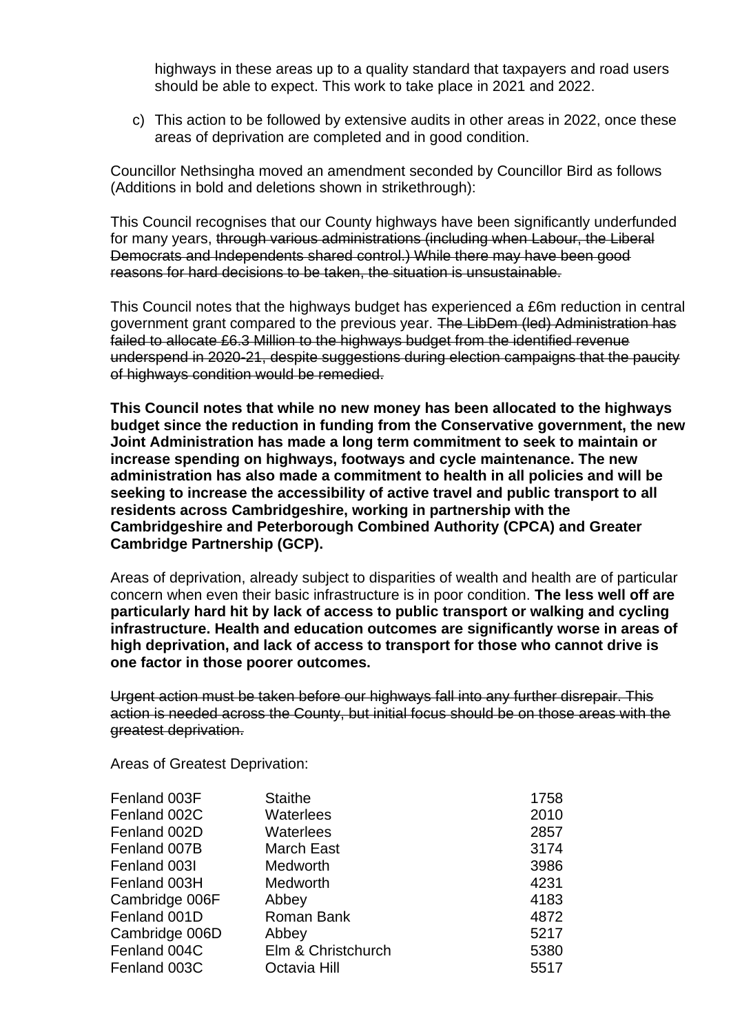highways in these areas up to a quality standard that taxpayers and road users should be able to expect. This work to take place in 2021 and 2022.

c) This action to be followed by extensive audits in other areas in 2022, once these areas of deprivation are completed and in good condition.

Councillor Nethsingha moved an amendment seconded by Councillor Bird as follows (Additions in bold and deletions shown in strikethrough):

This Council recognises that our County highways have been significantly underfunded for many years, ~~through various administrations (including when Labour, the Liberal Democrats and Independents shared control.) While there may have been good reasons for hard decisions to be taken, the situation is unsustainable.~~

This Council notes that the highways budget has experienced a £6m reduction in central government grant compared to the previous year. ~~The LibDem (led) Administration has failed to allocate £6.3 Million to the highways budget from the identified revenue underspend in 2020-21, despite suggestions during election campaigns that the paucity of highways condition would be remedied.~~

**This Council notes that while no new money has been allocated to the highways budget since the reduction in funding from the Conservative government, the new Joint Administration has made a long term commitment to seek to maintain or increase spending on highways, footways and cycle maintenance. The new administration has also made a commitment to health in all policies and will be seeking to increase the accessibility of active travel and public transport to all residents across Cambridgeshire, working in partnership with the Cambridgeshire and Peterborough Combined Authority (CPCA) and Greater Cambridge Partnership (GCP).**

Areas of deprivation, already subject to disparities of wealth and health are of particular concern when even their basic infrastructure is in poor condition. **The less well off are particularly hard hit by lack of access to public transport or walking and cycling infrastructure. Health and education outcomes are significantly worse in areas of high deprivation, and lack of access to transport for those who cannot drive is one factor in those poorer outcomes.**

~~Urgent action must be taken before our highways fall into any further disrepair. This action is needed across the County, but initial focus should be on those areas with the greatest deprivation.~~

Areas of Greatest Deprivation:

| | | |
|---|---|---|
| Fenland 003F | Staithe | 1758 |
| Fenland 002C | Waterlees | 2010 |
| Fenland 002D | Waterlees | 2857 |
| Fenland 007B | March East | 3174 |
| Fenland 003I | Medworth | 3986 |
| Fenland 003H | Medworth | 4231 |
| Cambridge 006F | Abbey | 4183 |
| Fenland 001D | Roman Bank | 4872 |
| Cambridge 006D | Abbey | 5217 |
| Fenland 004C | Elm & Christchurch | 5380 |
| Fenland 003C | Octavia Hill | 5517 |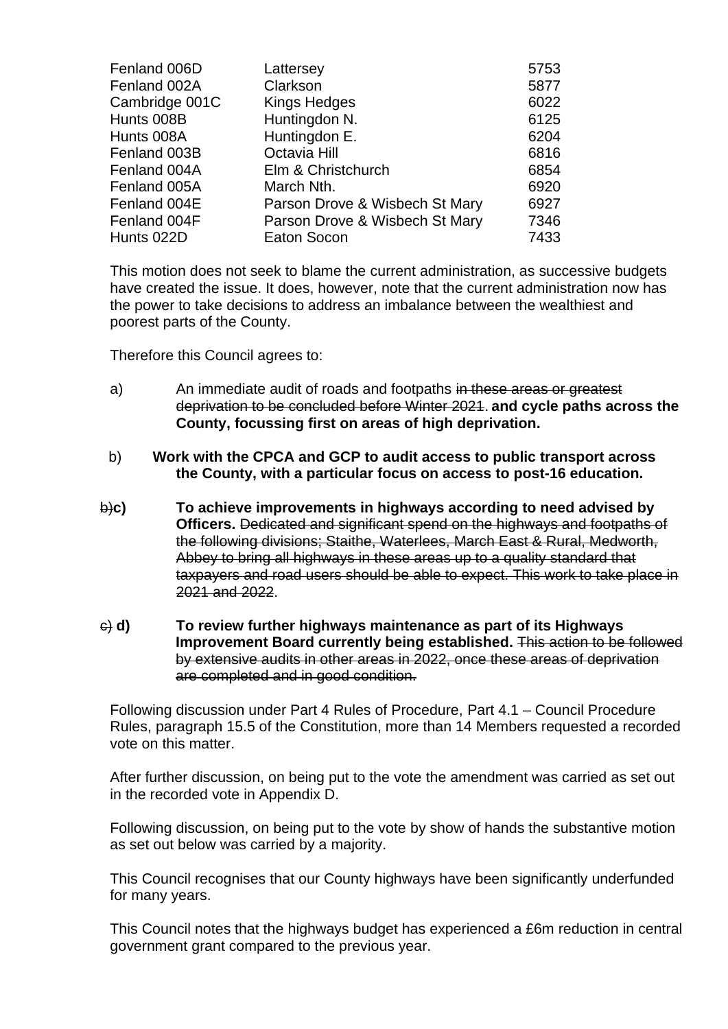| | | |
|---|---|---|
| Fenland 006D | Lattersey | 5753 |
| Fenland 002A | Clarkson | 5877 |
| Cambridge 001C | Kings Hedges | 6022 |
| Hunts 008B | Huntingdon N. | 6125 |
| Hunts 008A | Huntingdon E. | 6204 |
| Fenland 003B | Octavia Hill | 6816 |
| Fenland 004A | Elm & Christchurch | 6854 |
| Fenland 005A | March Nth. | 6920 |
| Fenland 004E | Parson Drove & Wisbech St Mary | 6927 |
| Fenland 004F | Parson Drove & Wisbech St Mary | 7346 |
| Hunts 022D | Eaton Socon | 7433 |

This motion does not seek to blame the current administration, as successive budgets have created the issue. It does, however, note that the current administration now has the power to take decisions to address an imbalance between the wealthiest and poorest parts of the County.

Therefore this Council agrees to:

a) An immediate audit of roads and footpaths ~~in these areas or greatest deprivation to be concluded before Winter 2021~~. **and cycle paths across the County, focussing first on areas of high deprivation.**

b) **Work with the CPCA and GCP to audit access to public transport across the County, with a particular focus on access to post-16 education.**

~~b)~~**c)** **To achieve improvements in highways according to need advised by Officers.** ~~Dedicated and significant spend on the highways and footpaths of the following divisions; Staithe, Waterlees, March East & Rural, Medworth, Abbey to bring all highways in these areas up to a quality standard that taxpayers and road users should be able to expect. This work to take place in 2021 and 2022~~.

~~c)~~ **d)** **To review further highways maintenance as part of its Highways Improvement Board currently being established.** ~~This action to be followed by extensive audits in other areas in 2022, once these areas of deprivation are completed and in good condition.~~

Following discussion under Part 4 Rules of Procedure, Part 4.1 – Council Procedure Rules, paragraph 15.5 of the Constitution, more than 14 Members requested a recorded vote on this matter.

After further discussion, on being put to the vote the amendment was carried as set out in the recorded vote in Appendix D.

Following discussion, on being put to the vote by show of hands the substantive motion as set out below was carried by a majority.

This Council recognises that our County highways have been significantly underfunded for many years.

This Council notes that the highways budget has experienced a £6m reduction in central government grant compared to the previous year.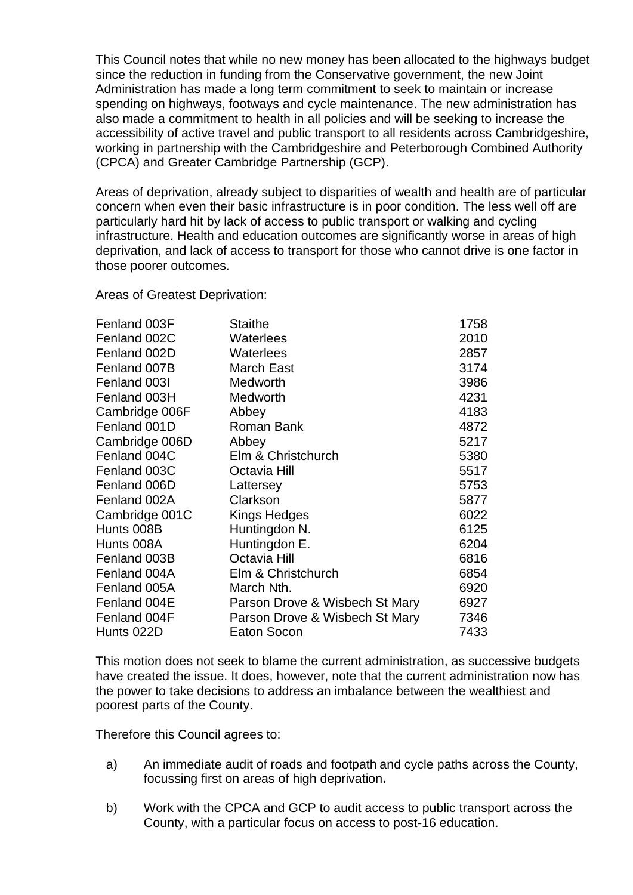This Council notes that while no new money has been allocated to the highways budget since the reduction in funding from the Conservative government, the new Joint Administration has made a long term commitment to seek to maintain or increase spending on highways, footways and cycle maintenance. The new administration has also made a commitment to health in all policies and will be seeking to increase the accessibility of active travel and public transport to all residents across Cambridgeshire, working in partnership with the Cambridgeshire and Peterborough Combined Authority (CPCA) and Greater Cambridge Partnership (GCP).

Areas of deprivation, already subject to disparities of wealth and health are of particular concern when even their basic infrastructure is in poor condition. The less well off are particularly hard hit by lack of access to public transport or walking and cycling infrastructure. Health and education outcomes are significantly worse in areas of high deprivation, and lack of access to transport for those who cannot drive is one factor in those poorer outcomes.

Areas of Greatest Deprivation:

| | | |
|---|---|---|
| Fenland 003F | Staithe | 1758 |
| Fenland 002C | Waterlees | 2010 |
| Fenland 002D | Waterlees | 2857 |
| Fenland 007B | March East | 3174 |
| Fenland 003I | Medworth | 3986 |
| Fenland 003H | Medworth | 4231 |
| Cambridge 006F | Abbey | 4183 |
| Fenland 001D | Roman Bank | 4872 |
| Cambridge 006D | Abbey | 5217 |
| Fenland 004C | Elm & Christchurch | 5380 |
| Fenland 003C | Octavia Hill | 5517 |
| Fenland 006D | Lattersey | 5753 |
| Fenland 002A | Clarkson | 5877 |
| Cambridge 001C | Kings Hedges | 6022 |
| Hunts 008B | Huntingdon N. | 6125 |
| Hunts 008A | Huntingdon E. | 6204 |
| Fenland 003B | Octavia Hill | 6816 |
| Fenland 004A | Elm & Christchurch | 6854 |
| Fenland 005A | March Nth. | 6920 |
| Fenland 004E | Parson Drove & Wisbech St Mary | 6927 |
| Fenland 004F | Parson Drove & Wisbech St Mary | 7346 |
| Hunts 022D | Eaton Socon | 7433 |

This motion does not seek to blame the current administration, as successive budgets have created the issue. It does, however, note that the current administration now has the power to take decisions to address an imbalance between the wealthiest and poorest parts of the County.

Therefore this Council agrees to:

a) An immediate audit of roads and footpath and cycle paths across the County, focussing first on areas of high deprivation**.**

b) Work with the CPCA and GCP to audit access to public transport across the County, with a particular focus on access to post-16 education.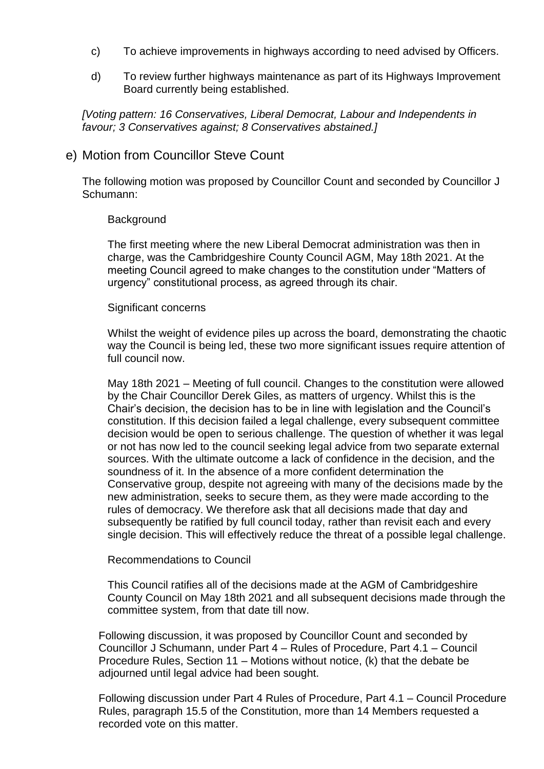c) To achieve improvements in highways according to need advised by Officers.

d) To review further highways maintenance as part of its Highways Improvement Board currently being established.

*[Voting pattern: 16 Conservatives, Liberal Democrat, Labour and Independents in favour; 3 Conservatives against; 8 Conservatives abstained.]*

## e) Motion from Councillor Steve Count

The following motion was proposed by Councillor Count and seconded by Councillor J Schumann:

Background

The first meeting where the new Liberal Democrat administration was then in charge, was the Cambridgeshire County Council AGM, May 18th 2021. At the meeting Council agreed to make changes to the constitution under "Matters of urgency" constitutional process, as agreed through its chair.

Significant concerns

Whilst the weight of evidence piles up across the board, demonstrating the chaotic way the Council is being led, these two more significant issues require attention of full council now.

May 18th 2021 – Meeting of full council. Changes to the constitution were allowed by the Chair Councillor Derek Giles, as matters of urgency. Whilst this is the Chair's decision, the decision has to be in line with legislation and the Council's constitution. If this decision failed a legal challenge, every subsequent committee decision would be open to serious challenge. The question of whether it was legal or not has now led to the council seeking legal advice from two separate external sources. With the ultimate outcome a lack of confidence in the decision, and the soundness of it. In the absence of a more confident determination the Conservative group, despite not agreeing with many of the decisions made by the new administration, seeks to secure them, as they were made according to the rules of democracy. We therefore ask that all decisions made that day and subsequently be ratified by full council today, rather than revisit each and every single decision. This will effectively reduce the threat of a possible legal challenge.

Recommendations to Council

This Council ratifies all of the decisions made at the AGM of Cambridgeshire County Council on May 18th 2021 and all subsequent decisions made through the committee system, from that date till now.

Following discussion, it was proposed by Councillor Count and seconded by Councillor J Schumann, under Part 4 – Rules of Procedure, Part 4.1 – Council Procedure Rules, Section 11 – Motions without notice, (k) that the debate be adjourned until legal advice had been sought.

Following discussion under Part 4 Rules of Procedure, Part 4.1 – Council Procedure Rules, paragraph 15.5 of the Constitution, more than 14 Members requested a recorded vote on this matter.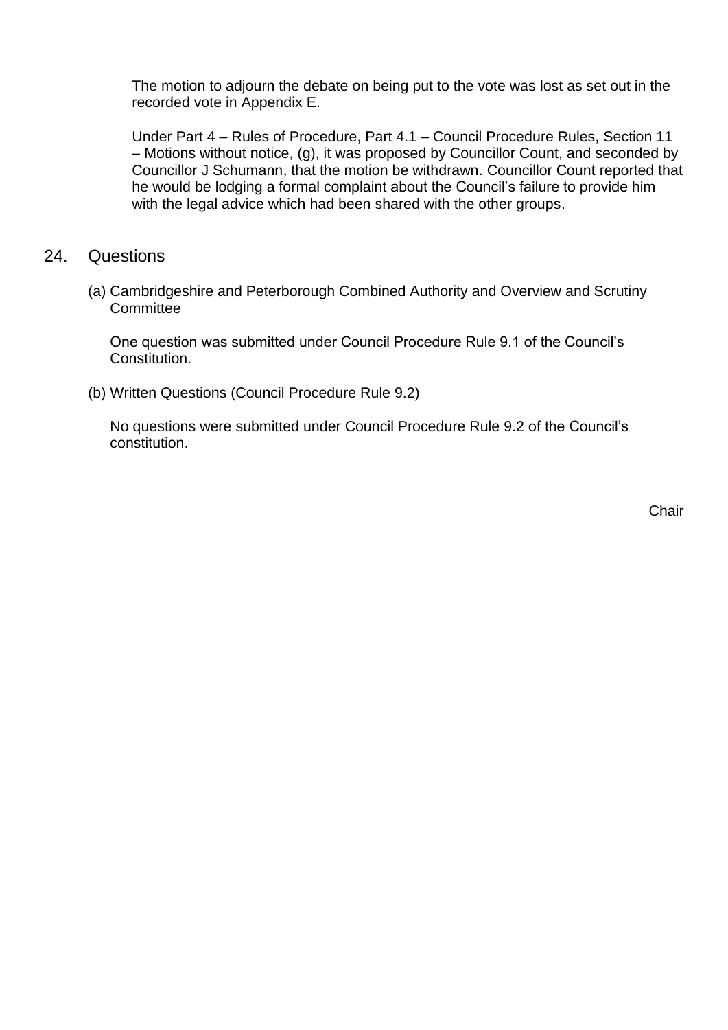The motion to adjourn the debate on being put to the vote was lost as set out in the recorded vote in Appendix E.

Under Part 4 – Rules of Procedure, Part 4.1 – Council Procedure Rules, Section 11 – Motions without notice, (g), it was proposed by Councillor Count, and seconded by Councillor J Schumann, that the motion be withdrawn. Councillor Count reported that he would be lodging a formal complaint about the Council's failure to provide him with the legal advice which had been shared with the other groups.

## 24. Questions

(a) Cambridgeshire and Peterborough Combined Authority and Overview and Scrutiny Committee

One question was submitted under Council Procedure Rule 9.1 of the Council's Constitution.

(b) Written Questions (Council Procedure Rule 9.2)

No questions were submitted under Council Procedure Rule 9.2 of the Council's constitution.

Chair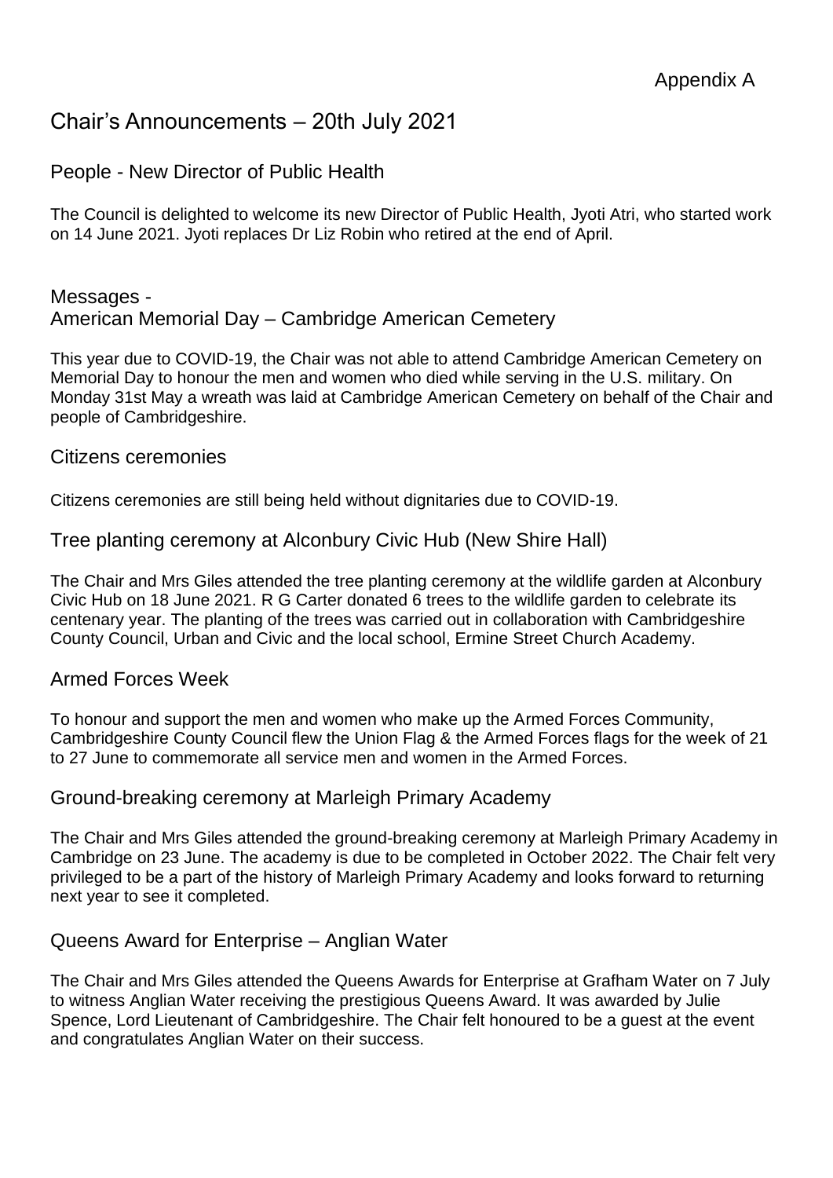Appendix A

# Chair's Announcements – 20th July 2021

## People - New Director of Public Health

The Council is delighted to welcome its new Director of Public Health, Jyoti Atri, who started work on 14 June 2021. Jyoti replaces Dr Liz Robin who retired at the end of April.

## Messages -
## American Memorial Day – Cambridge American Cemetery

This year due to COVID-19, the Chair was not able to attend Cambridge American Cemetery on Memorial Day to honour the men and women who died while serving in the U.S. military. On Monday 31st May a wreath was laid at Cambridge American Cemetery on behalf of the Chair and people of Cambridgeshire.

## Citizens ceremonies

Citizens ceremonies are still being held without dignitaries due to COVID-19.

## Tree planting ceremony at Alconbury Civic Hub (New Shire Hall)

The Chair and Mrs Giles attended the tree planting ceremony at the wildlife garden at Alconbury Civic Hub on 18 June 2021. R G Carter donated 6 trees to the wildlife garden to celebrate its centenary year. The planting of the trees was carried out in collaboration with Cambridgeshire County Council, Urban and Civic and the local school, Ermine Street Church Academy.

## Armed Forces Week

To honour and support the men and women who make up the Armed Forces Community, Cambridgeshire County Council flew the Union Flag & the Armed Forces flags for the week of 21 to 27 June to commemorate all service men and women in the Armed Forces.

## Ground-breaking ceremony at Marleigh Primary Academy

The Chair and Mrs Giles attended the ground-breaking ceremony at Marleigh Primary Academy in Cambridge on 23 June. The academy is due to be completed in October 2022. The Chair felt very privileged to be a part of the history of Marleigh Primary Academy and looks forward to returning next year to see it completed.

## Queens Award for Enterprise – Anglian Water

The Chair and Mrs Giles attended the Queens Awards for Enterprise at Grafham Water on 7 July to witness Anglian Water receiving the prestigious Queens Award. It was awarded by Julie Spence, Lord Lieutenant of Cambridgeshire. The Chair felt honoured to be a guest at the event and congratulates Anglian Water on their success.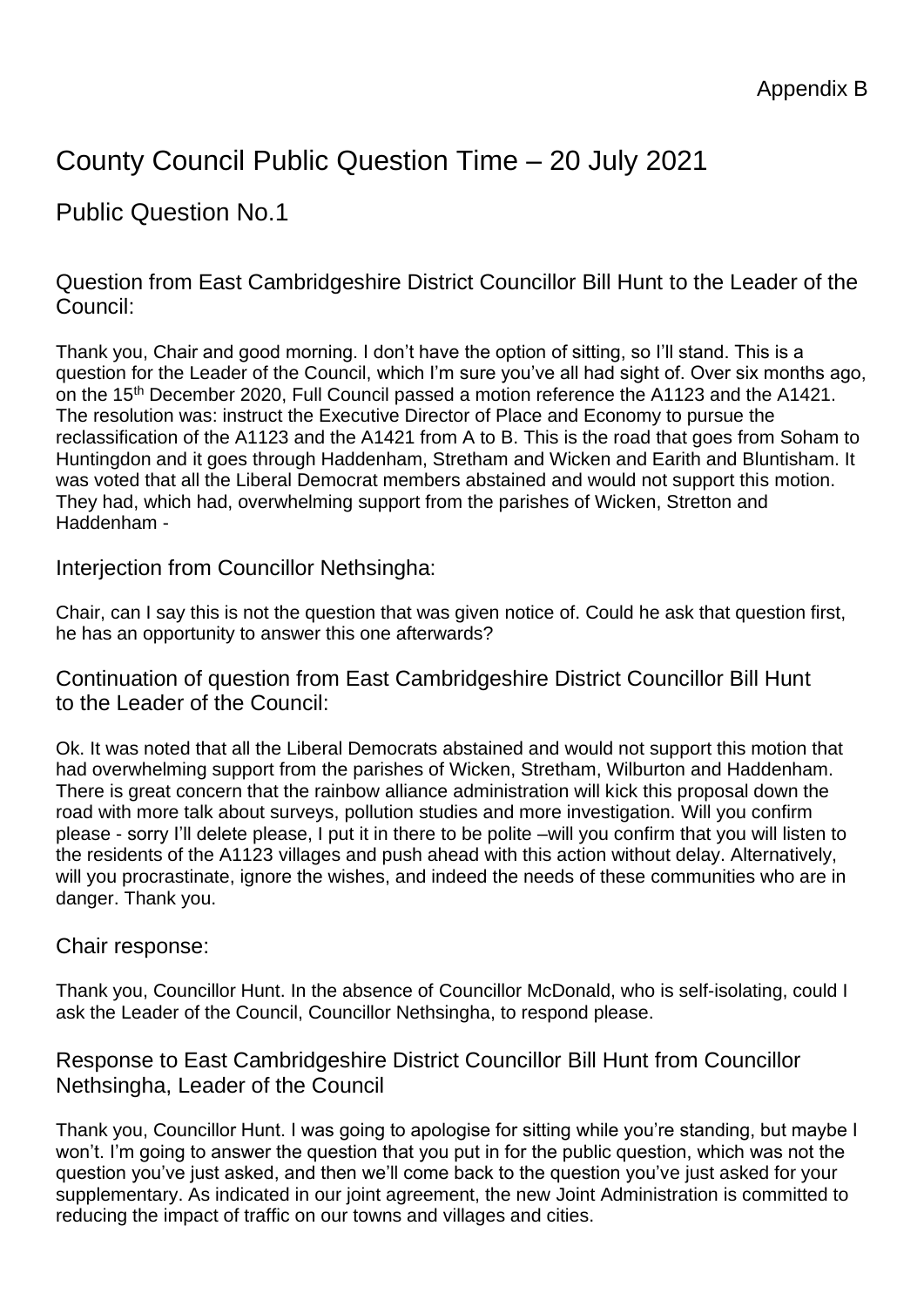Appendix B

# County Council Public Question Time – 20 July 2021

## Public Question No.1

### Question from East Cambridgeshire District Councillor Bill Hunt to the Leader of the Council:

Thank you, Chair and good morning. I don't have the option of sitting, so I'll stand. This is a question for the Leader of the Council, which I'm sure you've all had sight of. Over six months ago, on the 15th December 2020, Full Council passed a motion reference the A1123 and the A1421. The resolution was: instruct the Executive Director of Place and Economy to pursue the reclassification of the A1123 and the A1421 from A to B. This is the road that goes from Soham to Huntingdon and it goes through Haddenham, Stretham and Wicken and Earith and Bluntisham. It was voted that all the Liberal Democrat members abstained and would not support this motion. They had, which had, overwhelming support from the parishes of Wicken, Stretton and Haddenham -

### Interjection from Councillor Nethsingha:

Chair, can I say this is not the question that was given notice of. Could he ask that question first, he has an opportunity to answer this one afterwards?

### Continuation of question from East Cambridgeshire District Councillor Bill Hunt to the Leader of the Council:

Ok. It was noted that all the Liberal Democrats abstained and would not support this motion that had overwhelming support from the parishes of Wicken, Stretham, Wilburton and Haddenham. There is great concern that the rainbow alliance administration will kick this proposal down the road with more talk about surveys, pollution studies and more investigation. Will you confirm please - sorry I'll delete please, I put it in there to be polite –will you confirm that you will listen to the residents of the A1123 villages and push ahead with this action without delay. Alternatively, will you procrastinate, ignore the wishes, and indeed the needs of these communities who are in danger. Thank you.

### Chair response:

Thank you, Councillor Hunt. In the absence of Councillor McDonald, who is self-isolating, could I ask the Leader of the Council, Councillor Nethsingha, to respond please.

### Response to East Cambridgeshire District Councillor Bill Hunt from Councillor Nethsingha, Leader of the Council

Thank you, Councillor Hunt. I was going to apologise for sitting while you're standing, but maybe I won't. I'm going to answer the question that you put in for the public question, which was not the question you've just asked, and then we'll come back to the question you've just asked for your supplementary. As indicated in our joint agreement, the new Joint Administration is committed to reducing the impact of traffic on our towns and villages and cities.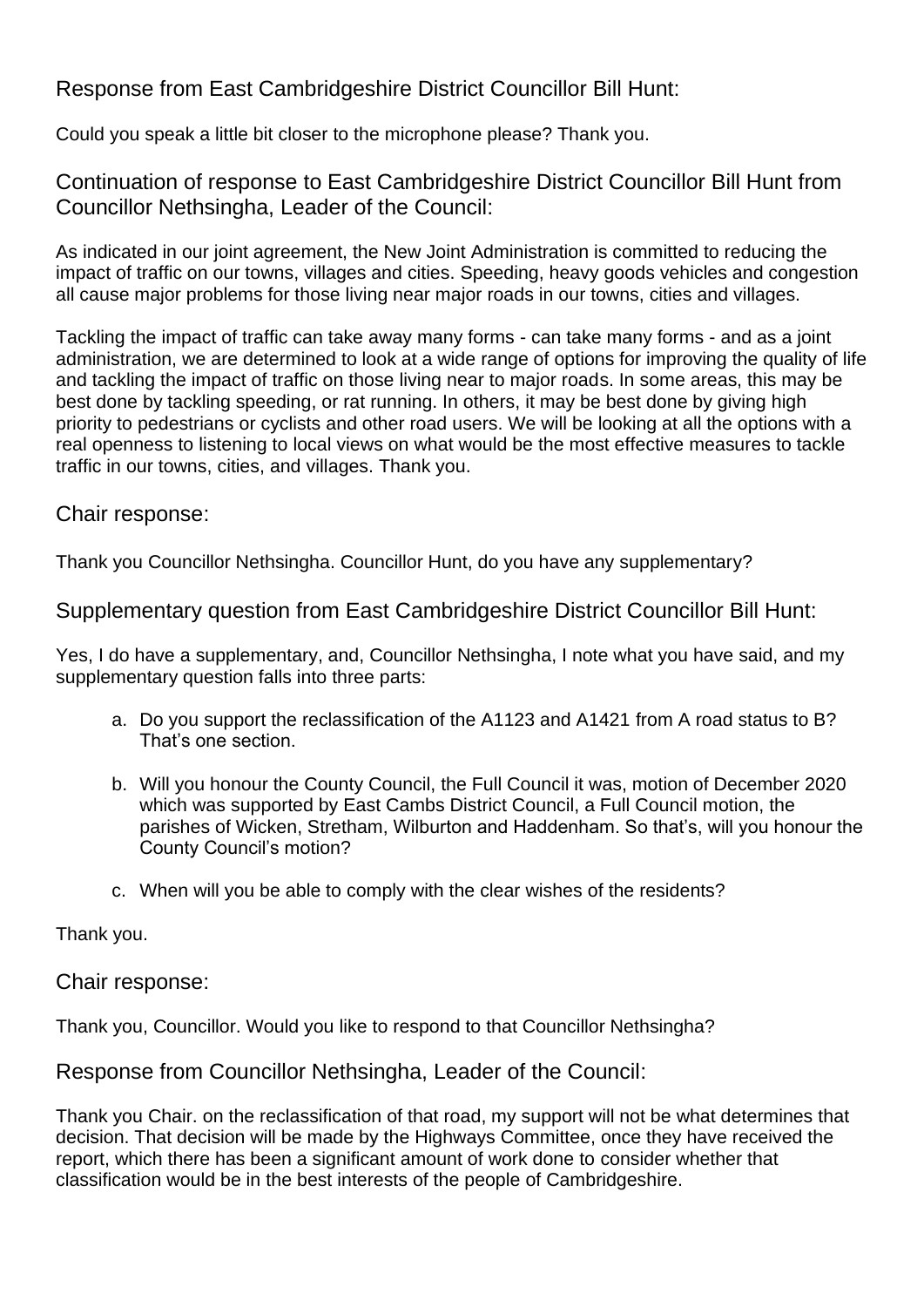## Response from East Cambridgeshire District Councillor Bill Hunt:

Could you speak a little bit closer to the microphone please? Thank you.

## Continuation of response to East Cambridgeshire District Councillor Bill Hunt from Councillor Nethsingha, Leader of the Council:

As indicated in our joint agreement, the New Joint Administration is committed to reducing the impact of traffic on our towns, villages and cities. Speeding, heavy goods vehicles and congestion all cause major problems for those living near major roads in our towns, cities and villages.

Tackling the impact of traffic can take away many forms - can take many forms - and as a joint administration, we are determined to look at a wide range of options for improving the quality of life and tackling the impact of traffic on those living near to major roads. In some areas, this may be best done by tackling speeding, or rat running. In others, it may be best done by giving high priority to pedestrians or cyclists and other road users. We will be looking at all the options with a real openness to listening to local views on what would be the most effective measures to tackle traffic in our towns, cities, and villages. Thank you.

## Chair response:

Thank you Councillor Nethsingha. Councillor Hunt, do you have any supplementary?

## Supplementary question from East Cambridgeshire District Councillor Bill Hunt:

Yes, I do have a supplementary, and, Councillor Nethsingha, I note what you have said, and my supplementary question falls into three parts:

a. Do you support the reclassification of the A1123 and A1421 from A road status to B? That's one section.

b. Will you honour the County Council, the Full Council it was, motion of December 2020 which was supported by East Cambs District Council, a Full Council motion, the parishes of Wicken, Stretham, Wilburton and Haddenham. So that's, will you honour the County Council's motion?

c. When will you be able to comply with the clear wishes of the residents?

Thank you.

## Chair response:

Thank you, Councillor. Would you like to respond to that Councillor Nethsingha?

## Response from Councillor Nethsingha, Leader of the Council:

Thank you Chair. on the reclassification of that road, my support will not be what determines that decision. That decision will be made by the Highways Committee, once they have received the report, which there has been a significant amount of work done to consider whether that classification would be in the best interests of the people of Cambridgeshire.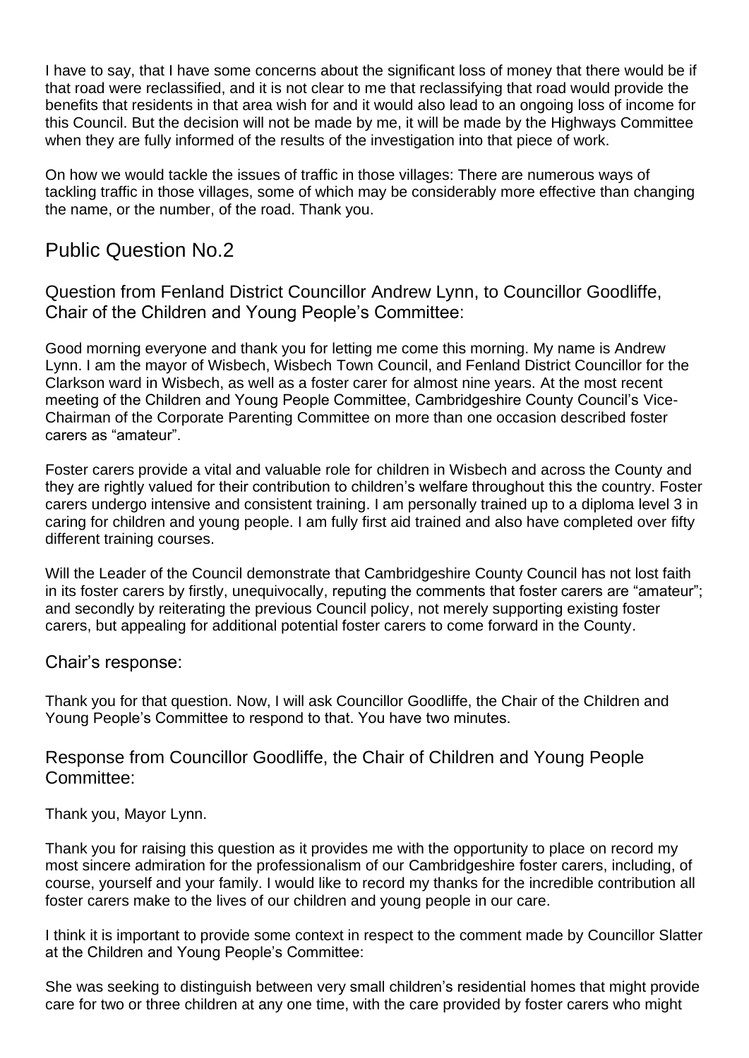I have to say, that I have some concerns about the significant loss of money that there would be if that road were reclassified, and it is not clear to me that reclassifying that road would provide the benefits that residents in that area wish for and it would also lead to an ongoing loss of income for this Council. But the decision will not be made by me, it will be made by the Highways Committee when they are fully informed of the results of the investigation into that piece of work.

On how we would tackle the issues of traffic in those villages: There are numerous ways of tackling traffic in those villages, some of which may be considerably more effective than changing the name, or the number, of the road. Thank you.

## Public Question No.2

### Question from Fenland District Councillor Andrew Lynn, to Councillor Goodliffe, Chair of the Children and Young People's Committee:

Good morning everyone and thank you for letting me come this morning. My name is Andrew Lynn. I am the mayor of Wisbech, Wisbech Town Council, and Fenland District Councillor for the Clarkson ward in Wisbech, as well as a foster carer for almost nine years. At the most recent meeting of the Children and Young People Committee, Cambridgeshire County Council's Vice-Chairman of the Corporate Parenting Committee on more than one occasion described foster carers as "amateur".

Foster carers provide a vital and valuable role for children in Wisbech and across the County and they are rightly valued for their contribution to children's welfare throughout this the country. Foster carers undergo intensive and consistent training. I am personally trained up to a diploma level 3 in caring for children and young people. I am fully first aid trained and also have completed over fifty different training courses.

Will the Leader of the Council demonstrate that Cambridgeshire County Council has not lost faith in its foster carers by firstly, unequivocally, reputing the comments that foster carers are "amateur"; and secondly by reiterating the previous Council policy, not merely supporting existing foster carers, but appealing for additional potential foster carers to come forward in the County.

### Chair's response:

Thank you for that question. Now, I will ask Councillor Goodliffe, the Chair of the Children and Young People's Committee to respond to that. You have two minutes.

### Response from Councillor Goodliffe, the Chair of Children and Young People Committee:

Thank you, Mayor Lynn.

Thank you for raising this question as it provides me with the opportunity to place on record my most sincere admiration for the professionalism of our Cambridgeshire foster carers, including, of course, yourself and your family. I would like to record my thanks for the incredible contribution all foster carers make to the lives of our children and young people in our care.

I think it is important to provide some context in respect to the comment made by Councillor Slatter at the Children and Young People's Committee:

She was seeking to distinguish between very small children's residential homes that might provide care for two or three children at any one time, with the care provided by foster carers who might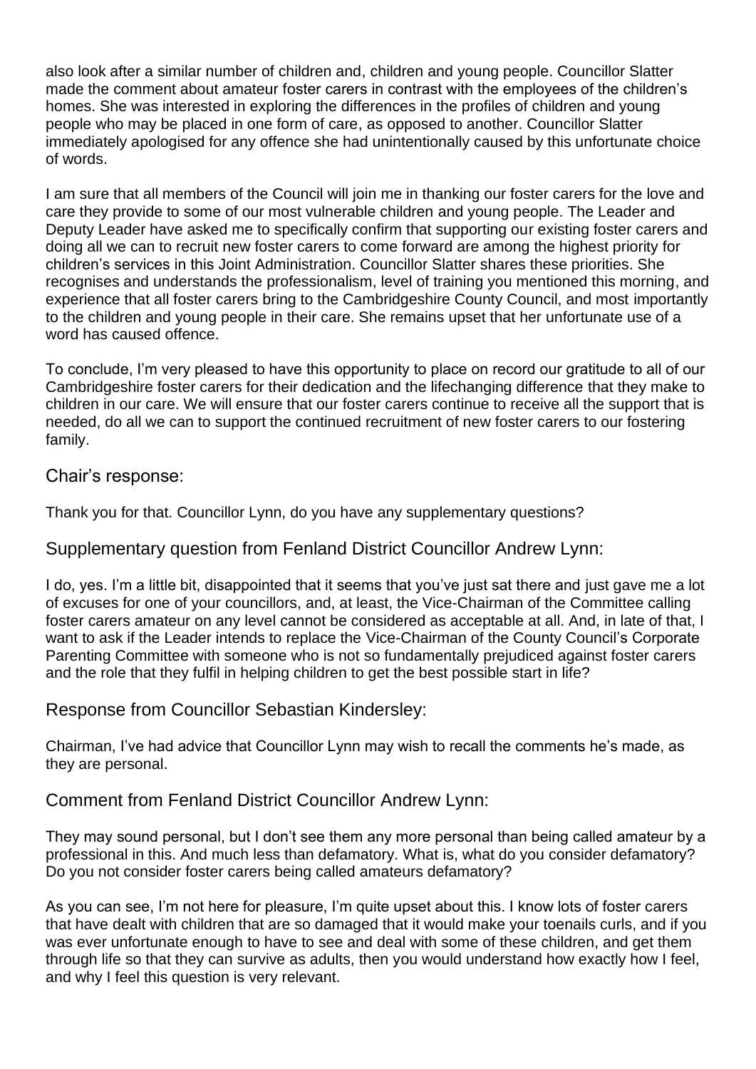also look after a similar number of children and, children and young people. Councillor Slatter made the comment about amateur foster carers in contrast with the employees of the children's homes. She was interested in exploring the differences in the profiles of children and young people who may be placed in one form of care, as opposed to another. Councillor Slatter immediately apologised for any offence she had unintentionally caused by this unfortunate choice of words.

I am sure that all members of the Council will join me in thanking our foster carers for the love and care they provide to some of our most vulnerable children and young people. The Leader and Deputy Leader have asked me to specifically confirm that supporting our existing foster carers and doing all we can to recruit new foster carers to come forward are among the highest priority for children's services in this Joint Administration. Councillor Slatter shares these priorities. She recognises and understands the professionalism, level of training you mentioned this morning, and experience that all foster carers bring to the Cambridgeshire County Council, and most importantly to the children and young people in their care. She remains upset that her unfortunate use of a word has caused offence.

To conclude, I'm very pleased to have this opportunity to place on record our gratitude to all of our Cambridgeshire foster carers for their dedication and the lifechanging difference that they make to children in our care. We will ensure that our foster carers continue to receive all the support that is needed, do all we can to support the continued recruitment of new foster carers to our fostering family.

## Chair's response:

Thank you for that. Councillor Lynn, do you have any supplementary questions?

## Supplementary question from Fenland District Councillor Andrew Lynn:

I do, yes. I'm a little bit, disappointed that it seems that you've just sat there and just gave me a lot of excuses for one of your councillors, and, at least, the Vice-Chairman of the Committee calling foster carers amateur on any level cannot be considered as acceptable at all. And, in late of that, I want to ask if the Leader intends to replace the Vice-Chairman of the County Council's Corporate Parenting Committee with someone who is not so fundamentally prejudiced against foster carers and the role that they fulfil in helping children to get the best possible start in life?

## Response from Councillor Sebastian Kindersley:

Chairman, I've had advice that Councillor Lynn may wish to recall the comments he's made, as they are personal.

## Comment from Fenland District Councillor Andrew Lynn:

They may sound personal, but I don't see them any more personal than being called amateur by a professional in this. And much less than defamatory. What is, what do you consider defamatory? Do you not consider foster carers being called amateurs defamatory?

As you can see, I'm not here for pleasure, I'm quite upset about this. I know lots of foster carers that have dealt with children that are so damaged that it would make your toenails curls, and if you was ever unfortunate enough to have to see and deal with some of these children, and get them through life so that they can survive as adults, then you would understand how exactly how I feel, and why I feel this question is very relevant.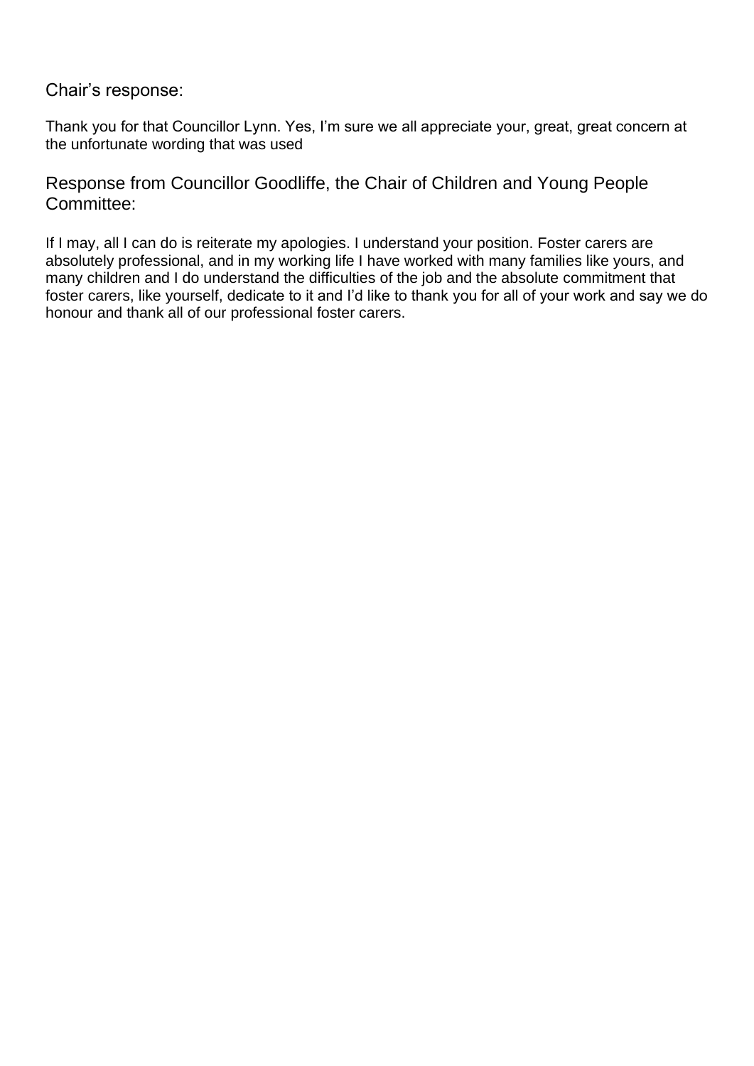## Chair's response:

Thank you for that Councillor Lynn. Yes, I'm sure we all appreciate your, great, great concern at the unfortunate wording that was used

## Response from Councillor Goodliffe, the Chair of Children and Young People Committee:

If I may, all I can do is reiterate my apologies. I understand your position. Foster carers are absolutely professional, and in my working life I have worked with many families like yours, and many children and I do understand the difficulties of the job and the absolute commitment that foster carers, like yourself, dedicate to it and I'd like to thank you for all of your work and say we do honour and thank all of our professional foster carers.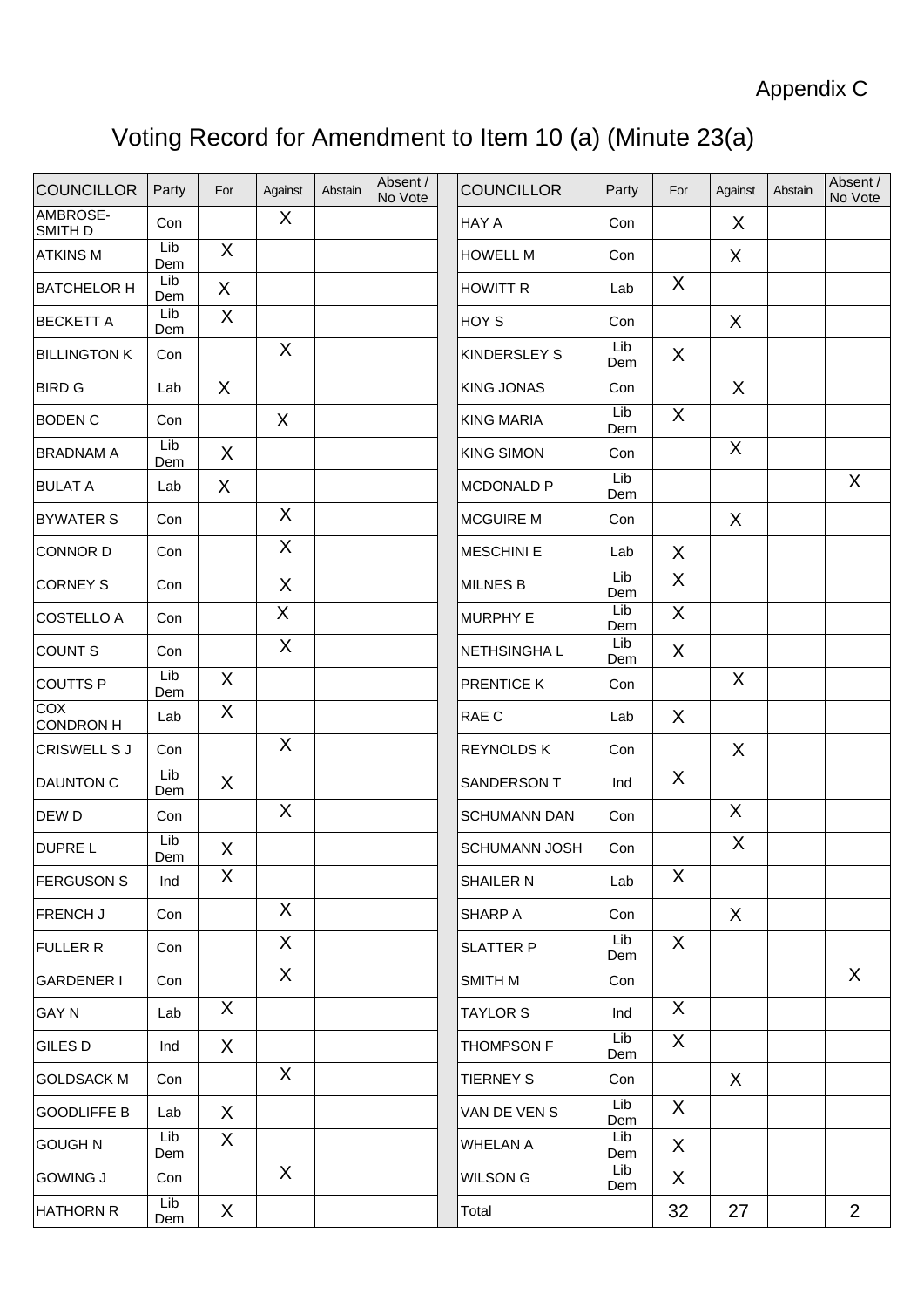Appendix C

# Voting Record for Amendment to Item 10 (a) (Minute 23(a)

| COUNCILLOR | Party | For | Against | Abstain | Absent / No Vote | | COUNCILLOR | Party | For | Against | Abstain | Absent / No Vote |
|---|---|---|---|---|---|---|---|---|---|---|---|---|
| AMBROSE-SMITH D | Con | | X | | | | HAY A | Con | | X | | |
| ATKINS M | Lib Dem | X | | | | | HOWELL M | Con | | X | | |
| BATCHELOR H | Lib Dem | X | | | | | HOWITT R | Lab | X | | | |
| BECKETT A | Lib Dem | X | | | | | HOY S | Con | | X | | |
| BILLINGTON K | Con | | X | | | | KINDERSLEY S | Lib Dem | X | | | |
| BIRD G | Lab | X | | | | | KING JONAS | Con | | X | | |
| BODEN C | Con | | X | | | | KING MARIA | Lib Dem | X | | | |
| BRADNAM A | Lib Dem | X | | | | | KING SIMON | Con | | X | | |
| BULAT A | Lab | X | | | | | MCDONALD P | Lib Dem | | | | X |
| BYWATER S | Con | | X | | | | MCGUIRE M | Con | | X | | |
| CONNOR D | Con | | X | | | | MESCHINI E | Lab | X | | | |
| CORNEY S | Con | | X | | | | MILNES B | Lib Dem | X | | | |
| COSTELLO A | Con | | X | | | | MURPHY E | Lib Dem | X | | | |
| COUNT S | Con | | X | | | | NETHSINGHA L | Lib Dem | X | | | |
| COUTTS P | Lib Dem | X | | | | | PRENTICE K | Con | | X | | |
| COX CONDRON H | Lab | X | | | | | RAE C | Lab | X | | | |
| CRISWELL S J | Con | | X | | | | REYNOLDS K | Con | | X | | |
| DAUNTON C | Lib Dem | X | | | | | SANDERSON T | Ind | X | | | |
| DEW D | Con | | X | | | | SCHUMANN DAN | Con | | X | | |
| DUPRE L | Lib Dem | X | | | | | SCHUMANN JOSH | Con | | X | | |
| FERGUSON S | Ind | X | | | | | SHAILER N | Lab | X | | | |
| FRENCH J | Con | | X | | | | SHARP A | Con | | X | | |
| FULLER R | Con | | X | | | | SLATTER P | Lib Dem | X | | | |
| GARDENER I | Con | | X | | | | SMITH M | Con | | | | X |
| GAY N | Lab | X | | | | | TAYLOR S | Ind | X | | | |
| GILES D | Ind | X | | | | | THOMPSON F | Lib Dem | X | | | |
| GOLDSACK M | Con | | X | | | | TIERNEY S | Con | | X | | |
| GOODLIFFE B | Lab | X | | | | | VAN DE VEN S | Lib Dem | X | | | |
| GOUGH N | Lib Dem | X | | | | | WHELAN A | Lib Dem | X | | | |
| GOWING J | Con | | X | | | | WILSON G | Lib Dem | X | | | |
| HATHORN R | Lib Dem | X | | | | | Total | | 32 | 27 | | 2 |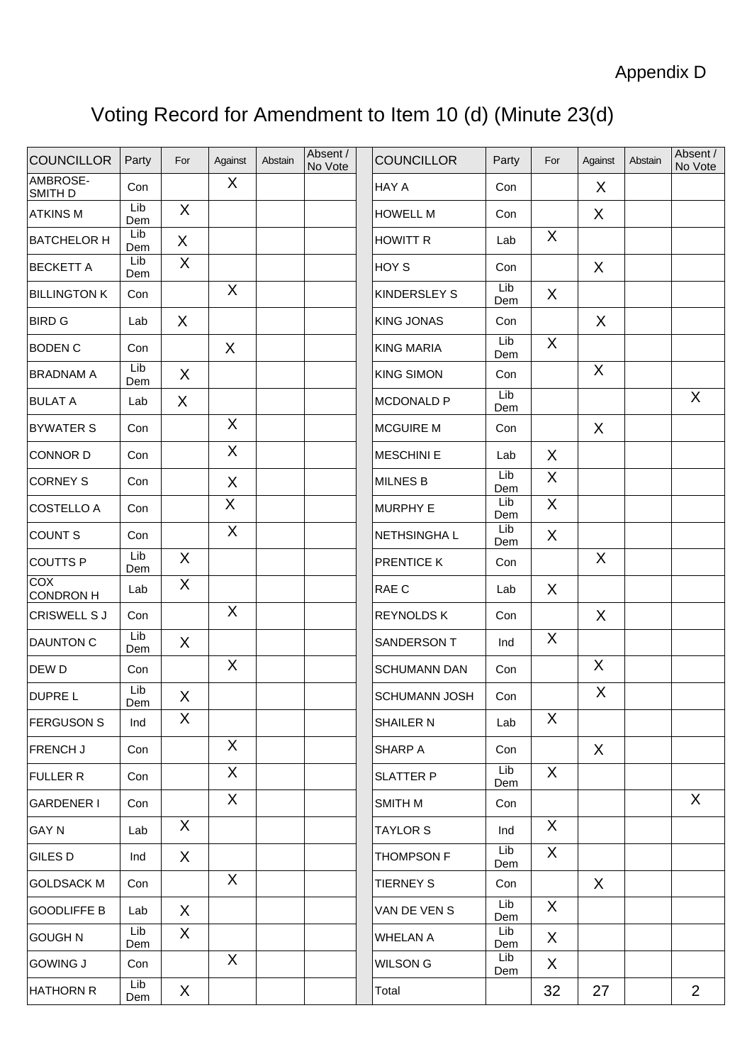Appendix D

# Voting Record for Amendment to Item 10 (d) (Minute 23(d)

| COUNCILLOR | Party | For | Against | Abstain | Absent / No Vote | COUNCILLOR | Party | For | Against | Abstain | Absent / No Vote |
|---|---|---|---|---|---|---|---|---|---|---|---|
| AMBROSE-SMITH D | Con | | X | | | HAY A | Con | | X | | |
| ATKINS M | Lib Dem | X | | | | HOWELL M | Con | | X | | |
| BATCHELOR H | Lib Dem | X | | | | HOWITT R | Lab | X | | | |
| BECKETT A | Lib Dem | X | | | | HOY S | Con | | X | | |
| BILLINGTON K | Con | | X | | | KINDERSLEY S | Lib Dem | X | | | |
| BIRD G | Lab | X | | | | KING JONAS | Con | | X | | |
| BODEN C | Con | | X | | | KING MARIA | Lib Dem | X | | | |
| BRADNAM A | Lib Dem | X | | | | KING SIMON | Con | | X | | |
| BULAT A | Lab | X | | | | MCDONALD P | Lib Dem | | | | X |
| BYWATER S | Con | | X | | | MCGUIRE M | Con | | X | | |
| CONNOR D | Con | | X | | | MESCHINI E | Lab | X | | | |
| CORNEY S | Con | | X | | | MILNES B | Lib Dem | X | | | |
| COSTELLO A | Con | | X | | | MURPHY E | Lib Dem | X | | | |
| COUNT S | Con | | X | | | NETHSINGHA L | Lib Dem | X | | | |
| COUTTS P | Lib Dem | X | | | | PRENTICE K | Con | | X | | |
| COX CONDRON H | Lab | X | | | | RAE C | Lab | X | | | |
| CRISWELL S J | Con | | X | | | REYNOLDS K | Con | | X | | |
| DAUNTON C | Lib Dem | X | | | | SANDERSON T | Ind | X | | | |
| DEW D | Con | | X | | | SCHUMANN DAN | Con | | X | | |
| DUPRE L | Lib Dem | X | | | | SCHUMANN JOSH | Con | | X | | |
| FERGUSON S | Ind | X | | | | SHAILER N | Lab | X | | | |
| FRENCH J | Con | | X | | | SHARP A | Con | | X | | |
| FULLER R | Con | | X | | | SLATTER P | Lib Dem | X | | | |
| GARDENER I | Con | | X | | | SMITH M | Con | | | | X |
| GAY N | Lab | X | | | | TAYLOR S | Ind | X | | | |
| GILES D | Ind | X | | | | THOMPSON F | Lib Dem | X | | | |
| GOLDSACK M | Con | | X | | | TIERNEY S | Con | | X | | |
| GOODLIFFE B | Lab | X | | | | VAN DE VEN S | Lib Dem | X | | | |
| GOUGH N | Lib Dem | X | | | | WHELAN A | Lib Dem | X | | | |
| GOWING J | Con | | X | | | WILSON G | Lib Dem | X | | | |
| HATHORN R | Lib Dem | X | | | | Total | | 32 | 27 | | 2 |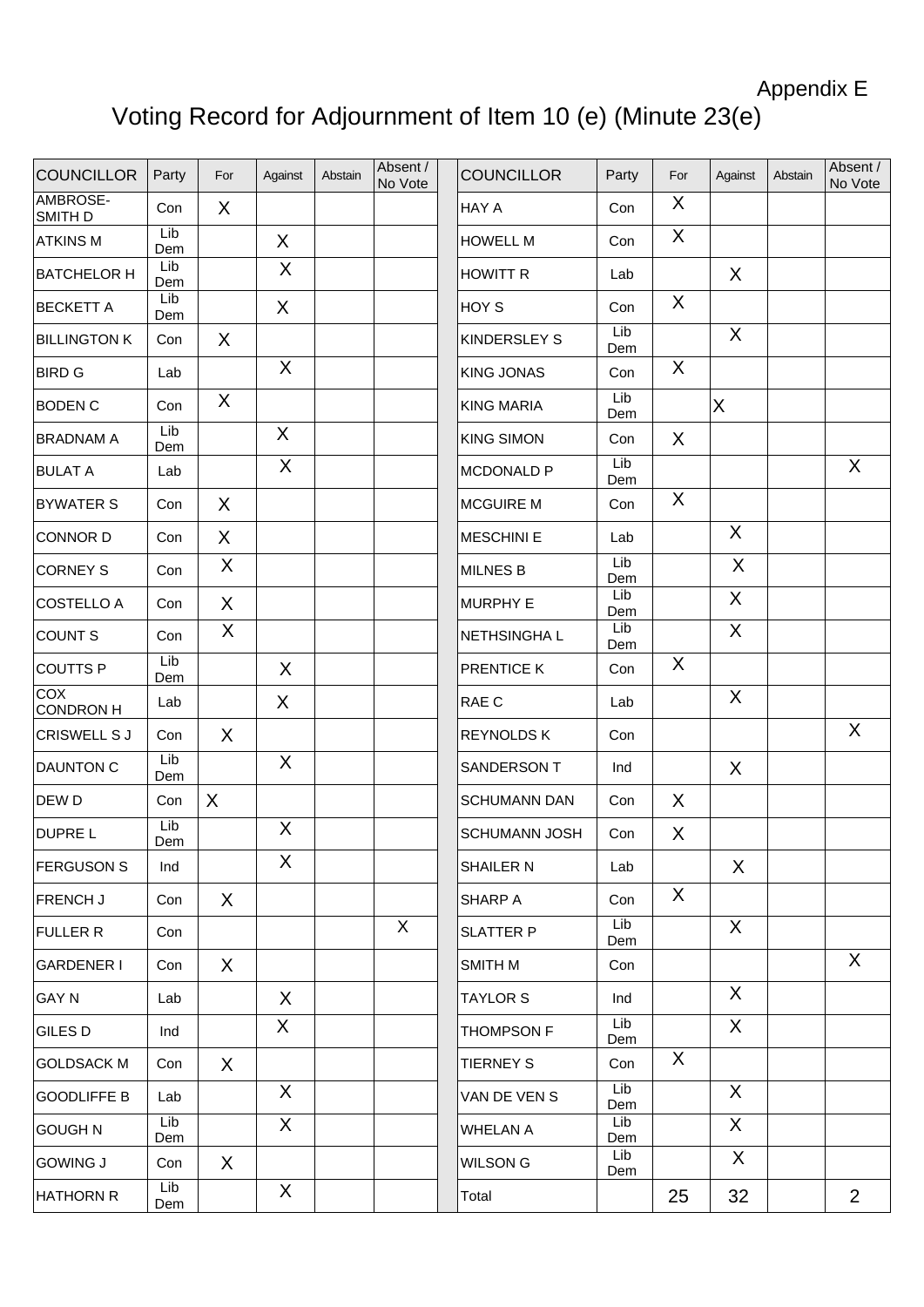Appendix E

# Voting Record for Adjournment of Item 10 (e) (Minute 23(e)

| COUNCILLOR | Party | For | Against | Abstain | Absent / No Vote | COUNCILLOR | Party | For | Against | Abstain | Absent / No Vote |
|---|---|---|---|---|---|---|---|---|---|---|---|
| AMBROSE-SMITH D | Con | X | | | | HAY A | Con | X | | | |
| ATKINS M | Lib Dem | | X | | | HOWELL M | Con | X | | | |
| BATCHELOR H | Lib Dem | | X | | | HOWITT R | Lab | | X | | |
| BECKETT A | Lib Dem | | X | | | HOY S | Con | X | | | |
| BILLINGTON K | Con | X | | | | KINDERSLEY S | Lib Dem | | X | | |
| BIRD G | Lab | | X | | | KING JONAS | Con | X | | | |
| BODEN C | Con | X | | | | KING MARIA | Lib Dem | | X | | |
| BRADNAM A | Lib Dem | | X | | | KING SIMON | Con | X | | | |
| BULAT A | Lab | | X | | | MCDONALD P | Lib Dem | | | | X |
| BYWATER S | Con | X | | | | MCGUIRE M | Con | X | | | |
| CONNOR D | Con | X | | | | MESCHINI E | Lab | | X | | |
| CORNEY S | Con | X | | | | MILNES B | Lib Dem | | X | | |
| COSTELLO A | Con | X | | | | MURPHY E | Lib Dem | | X | | |
| COUNT S | Con | X | | | | NETHSINGHA L | Lib Dem | | X | | |
| COUTTS P | Lib Dem | | X | | | PRENTICE K | Con | X | | | |
| COX CONDRON H | Lab | | X | | | RAE C | Lab | | X | | |
| CRISWELL S J | Con | X | | | | REYNOLDS K | Con | | | | X |
| DAUNTON C | Lib Dem | | X | | | SANDERSON T | Ind | | X | | |
| DEW D | Con | X | | | | SCHUMANN DAN | Con | X | | | |
| DUPRE L | Lib Dem | | X | | | SCHUMANN JOSH | Con | X | | | |
| FERGUSON S | Ind | | X | | | SHAILER N | Lab | | X | | |
| FRENCH J | Con | X | | | | SHARP A | Con | X | | | |
| FULLER R | Con | | | | X | SLATTER P | Lib Dem | | X | | |
| GARDENER I | Con | X | | | | SMITH M | Con | | | | X |
| GAY N | Lab | | X | | | TAYLOR S | Ind | | X | | |
| GILES D | Ind | | X | | | THOMPSON F | Lib Dem | | X | | |
| GOLDSACK M | Con | X | | | | TIERNEY S | Con | X | | | |
| GOODLIFFE B | Lab | | X | | | VAN DE VEN S | Lib Dem | | X | | |
| GOUGH N | Lib Dem | | X | | | WHELAN A | Lib Dem | | X | | |
| GOWING J | Con | X | | | | WILSON G | Lib Dem | | X | | |
| HATHORN R | Lib Dem | | X | | | Total | | 25 | 32 | | 2 |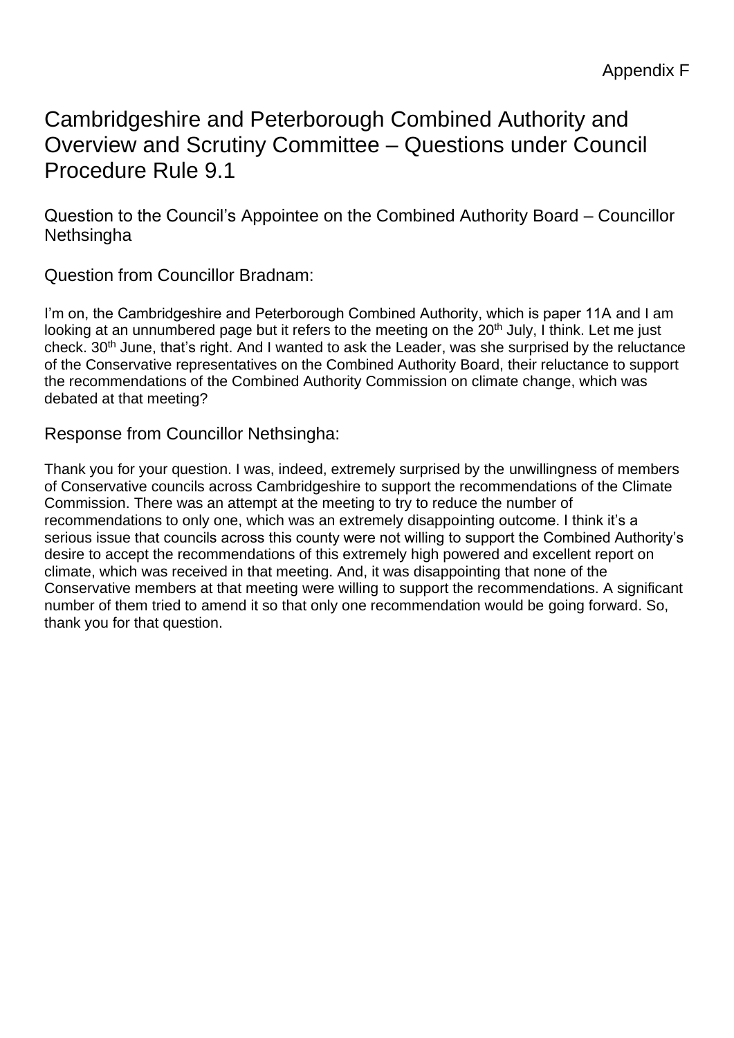Appendix F

# Cambridgeshire and Peterborough Combined Authority and Overview and Scrutiny Committee – Questions under Council Procedure Rule 9.1

## Question to the Council's Appointee on the Combined Authority Board – Councillor Nethsingha

### Question from Councillor Bradnam:

I'm on, the Cambridgeshire and Peterborough Combined Authority, which is paper 11A and I am looking at an unnumbered page but it refers to the meeting on the 20th July, I think. Let me just check. 30th June, that's right. And I wanted to ask the Leader, was she surprised by the reluctance of the Conservative representatives on the Combined Authority Board, their reluctance to support the recommendations of the Combined Authority Commission on climate change, which was debated at that meeting?

### Response from Councillor Nethsingha:

Thank you for your question. I was, indeed, extremely surprised by the unwillingness of members of Conservative councils across Cambridgeshire to support the recommendations of the Climate Commission. There was an attempt at the meeting to try to reduce the number of recommendations to only one, which was an extremely disappointing outcome. I think it's a serious issue that councils across this county were not willing to support the Combined Authority's desire to accept the recommendations of this extremely high powered and excellent report on climate, which was received in that meeting. And, it was disappointing that none of the Conservative members at that meeting were willing to support the recommendations. A significant number of them tried to amend it so that only one recommendation would be going forward. So, thank you for that question.